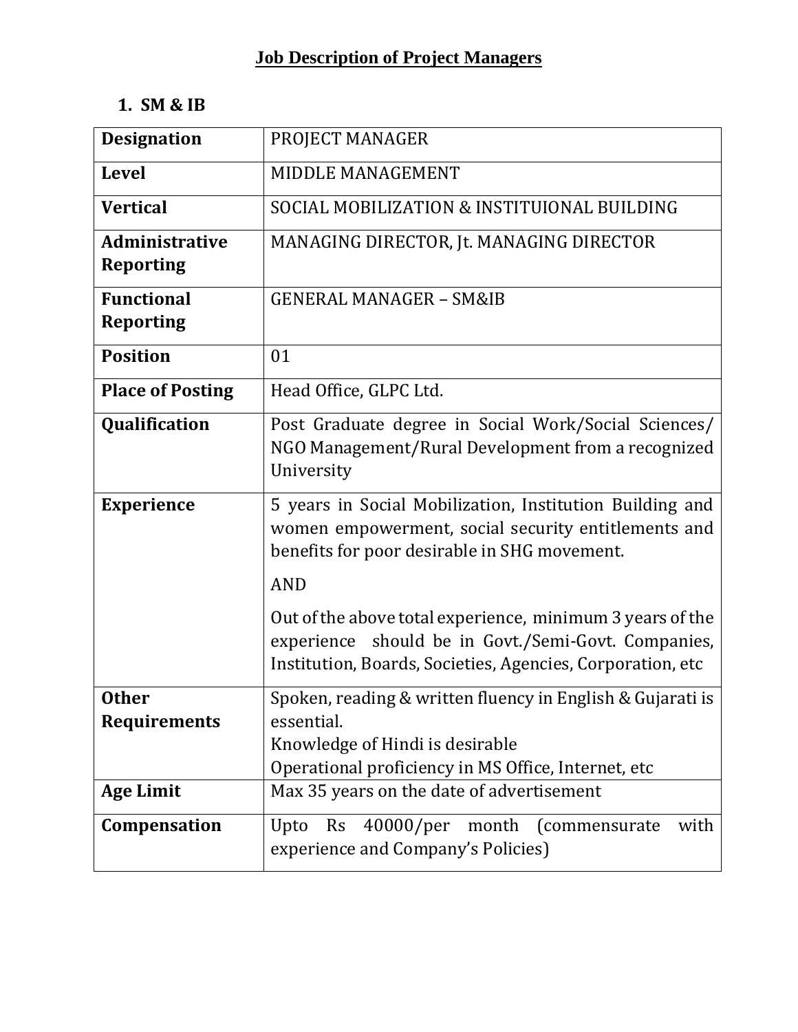# Job Description of Project Managers

## 1. SM & IB

| Designation | PROJECT MANAGER |
|---|---|
| Level | MIDDLE MANAGEMENT |
| Vertical | SOCIAL MOBILIZATION & INSTITUIONAL BUILDING |
| Administrative Reporting | MANAGING DIRECTOR, Jt. MANAGING DIRECTOR |
| Functional Reporting | GENERAL MANAGER – SM&IB |
| Position | 01 |
| Place of Posting | Head Office, GLPC Ltd. |
| Qualification | Post Graduate degree in Social Work/Social Sciences/ NGO Management/Rural Development from a recognized University |
| Experience | 5 years in Social Mobilization, Institution Building and women empowerment, social security entitlements and benefits for poor desirable in SHG movement.<br><br>AND<br><br>Out of the above total experience, minimum 3 years of the experience should be in Govt./Semi-Govt. Companies, Institution, Boards, Societies, Agencies, Corporation, etc |
| Other Requirements | Spoken, reading & written fluency in English & Gujarati is essential.<br>Knowledge of Hindi is desirable<br>Operational proficiency in MS Office, Internet, etc |
| Age Limit | Max 35 years on the date of advertisement |
| Compensation | Upto Rs 40000/per month (commensurate with experience and Company's Policies) |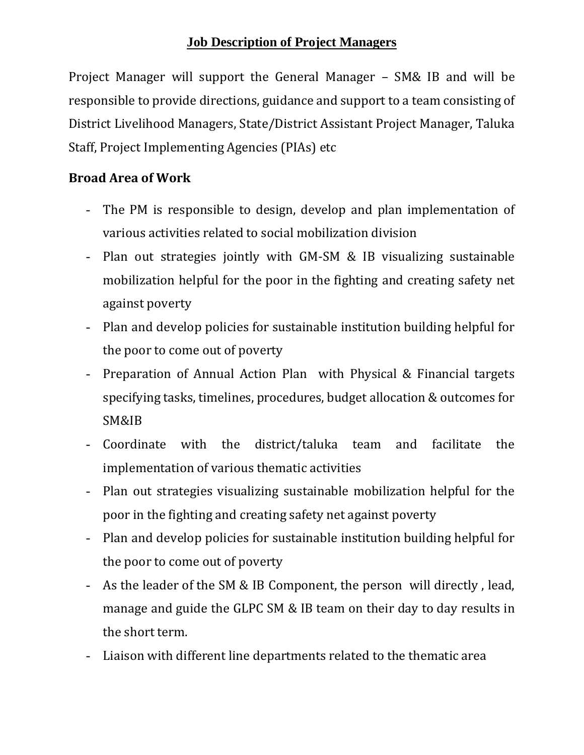## Job Description of Project Managers

Project Manager will support the General Manager – SM& IB and will be responsible to provide directions, guidance and support to a team consisting of District Livelihood Managers, State/District Assistant Project Manager, Taluka Staff, Project Implementing Agencies (PIAs) etc

### Broad Area of Work

- The PM is responsible to design, develop and plan implementation of various activities related to social mobilization division
- Plan out strategies jointly with GM-SM & IB visualizing sustainable mobilization helpful for the poor in the fighting and creating safety net against poverty
- Plan and develop policies for sustainable institution building helpful for the poor to come out of poverty
- Preparation of Annual Action Plan with Physical & Financial targets specifying tasks, timelines, procedures, budget allocation & outcomes for SM&IB
- Coordinate with the district/taluka team and facilitate the implementation of various thematic activities
- Plan out strategies visualizing sustainable mobilization helpful for the poor in the fighting and creating safety net against poverty
- Plan and develop policies for sustainable institution building helpful for the poor to come out of poverty
- As the leader of the SM & IB Component, the person will directly , lead, manage and guide the GLPC SM & IB team on their day to day results in the short term.
- Liaison with different line departments related to the thematic area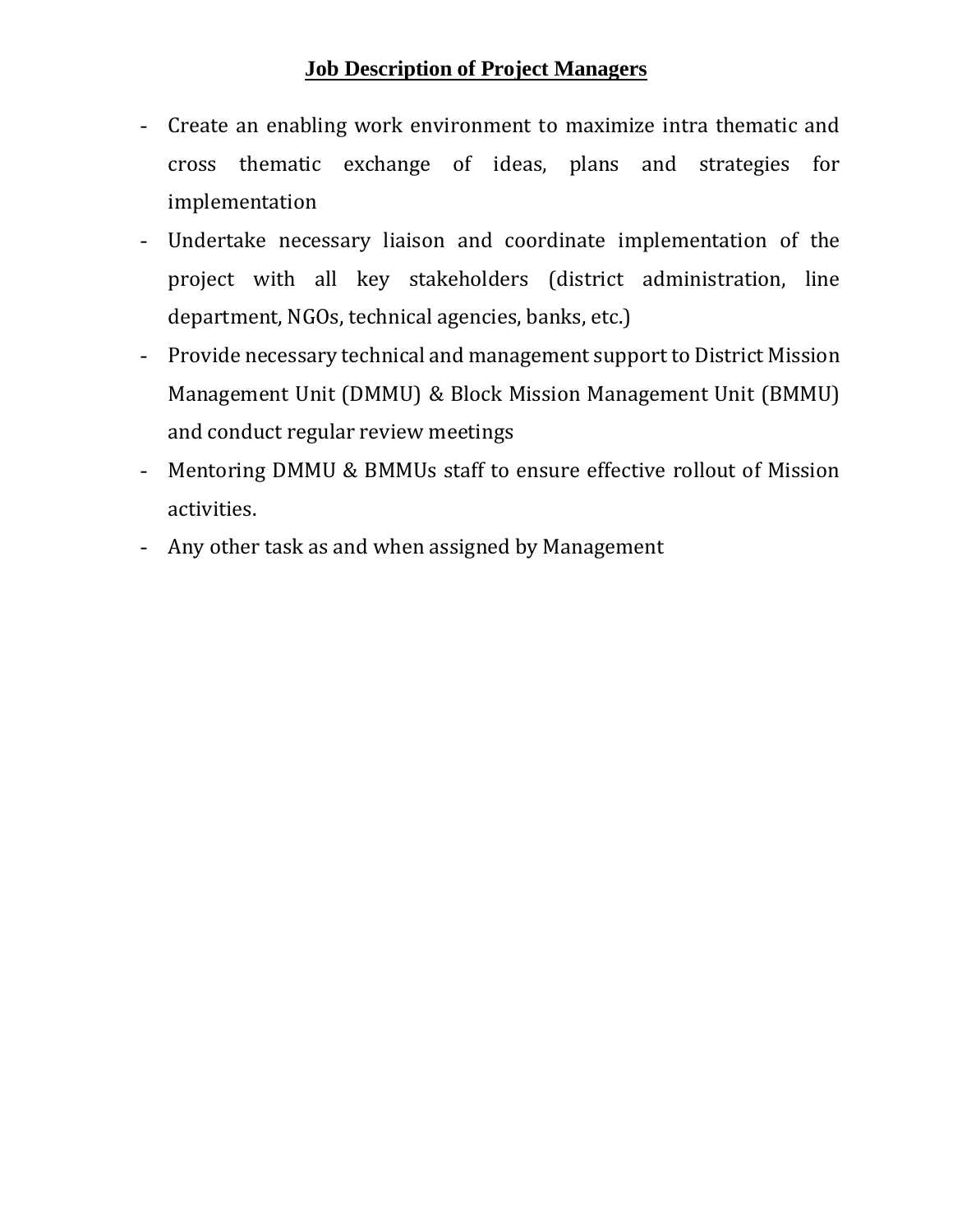## Job Description of Project Managers

- Create an enabling work environment to maximize intra thematic and cross thematic exchange of ideas, plans and strategies for implementation
- Undertake necessary liaison and coordinate implementation of the project with all key stakeholders (district administration, line department, NGOs, technical agencies, banks, etc.)
- Provide necessary technical and management support to District Mission Management Unit (DMMU) & Block Mission Management Unit (BMMU) and conduct regular review meetings
- Mentoring DMMU & BMMUs staff to ensure effective rollout of Mission activities.
- Any other task as and when assigned by Management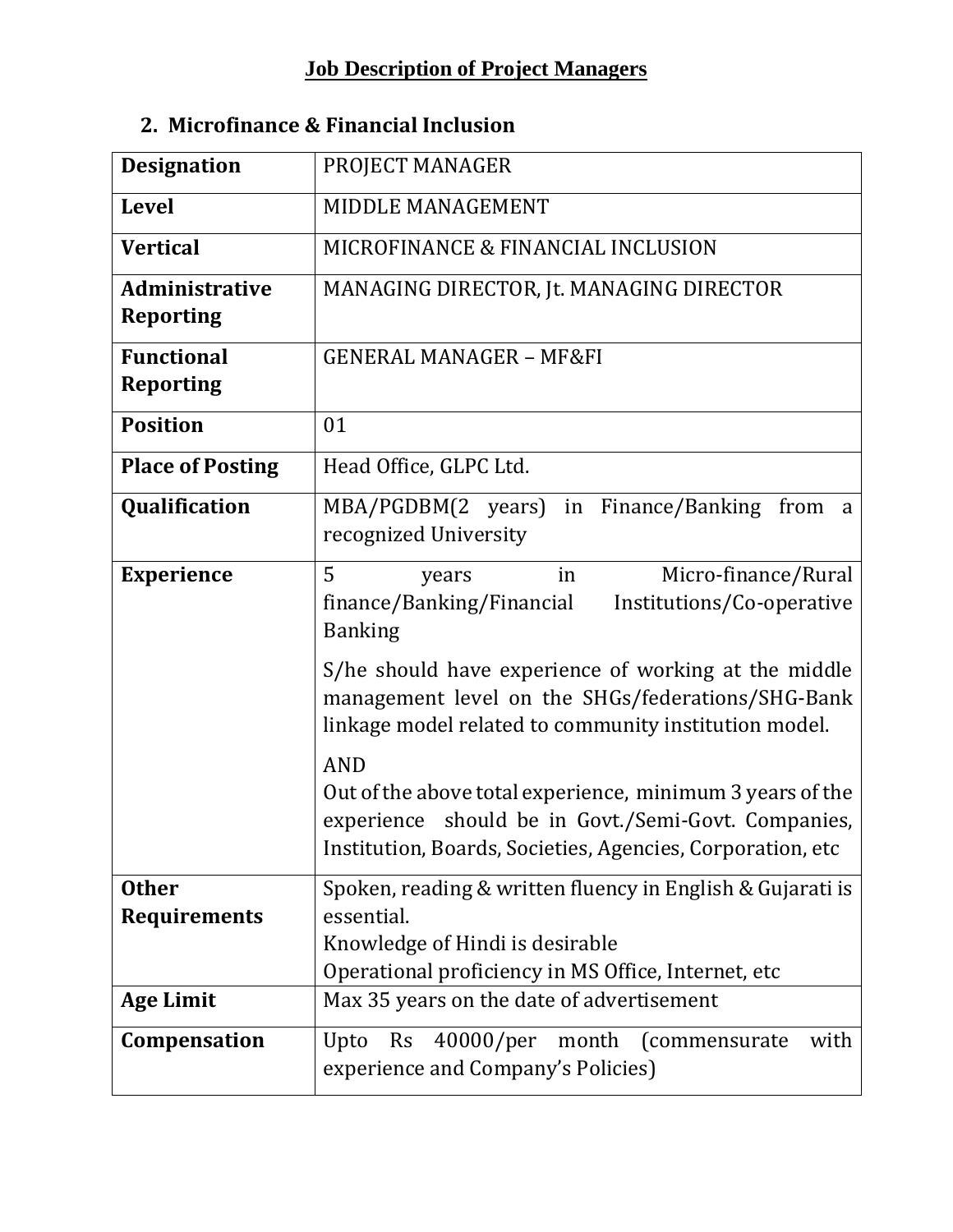# Job Description of Project Managers

## 2. Microfinance & Financial Inclusion

| **Designation** | PROJECT MANAGER |
|---|---|
| **Level** | MIDDLE MANAGEMENT |
| **Vertical** | MICROFINANCE & FINANCIAL INCLUSION |
| **Administrative Reporting** | MANAGING DIRECTOR, Jt. MANAGING DIRECTOR |
| **Functional Reporting** | GENERAL MANAGER – MF&FI |
| **Position** | 01 |
| **Place of Posting** | Head Office, GLPC Ltd. |
| **Qualification** | MBA/PGDBM(2 years) in Finance/Banking from a recognized University |
| **Experience** | 5 years in Micro-finance/Rural finance/Banking/Financial Institutions/Co-operative Banking<br><br>S/he should have experience of working at the middle management level on the SHGs/federations/SHG-Bank linkage model related to community institution model.<br><br>AND<br>Out of the above total experience, minimum 3 years of the experience should be in Govt./Semi-Govt. Companies, Institution, Boards, Societies, Agencies, Corporation, etc |
| **Other Requirements** | Spoken, reading & written fluency in English & Gujarati is essential.<br>Knowledge of Hindi is desirable<br>Operational proficiency in MS Office, Internet, etc |
| **Age Limit** | Max 35 years on the date of advertisement |
| **Compensation** | Upto Rs 40000/per month (commensurate with experience and Company's Policies) |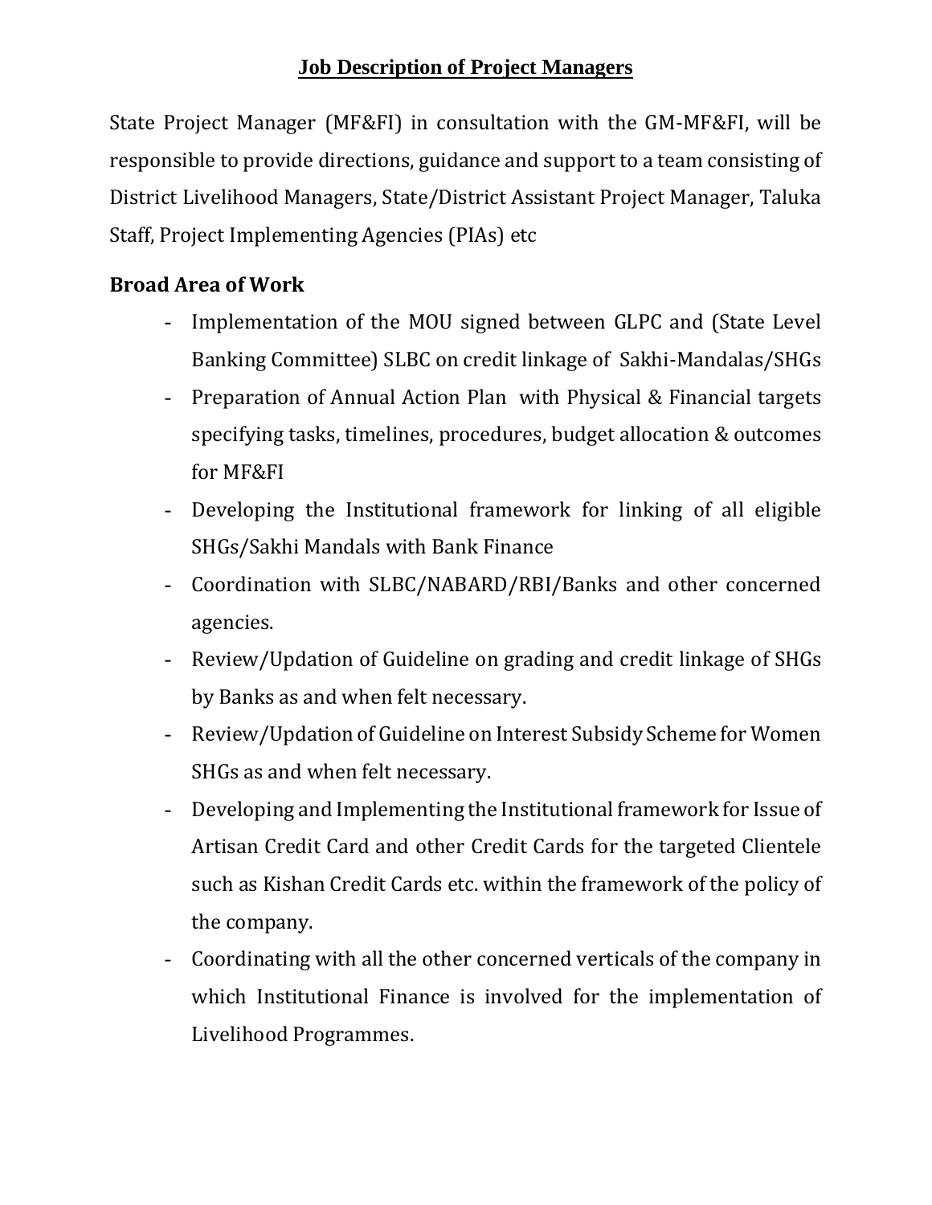## Job Description of Project Managers

State Project Manager (MF&FI) in consultation with the GM-MF&FI, will be responsible to provide directions, guidance and support to a team consisting of District Livelihood Managers, State/District Assistant Project Manager, Taluka Staff, Project Implementing Agencies (PIAs) etc

### Broad Area of Work

- Implementation of the MOU signed between GLPC and (State Level Banking Committee) SLBC on credit linkage of Sakhi-Mandalas/SHGs
- Preparation of Annual Action Plan with Physical & Financial targets specifying tasks, timelines, procedures, budget allocation & outcomes for MF&FI
- Developing the Institutional framework for linking of all eligible SHGs/Sakhi Mandals with Bank Finance
- Coordination with SLBC/NABARD/RBI/Banks and other concerned agencies.
- Review/Updation of Guideline on grading and credit linkage of SHGs by Banks as and when felt necessary.
- Review/Updation of Guideline on Interest Subsidy Scheme for Women SHGs as and when felt necessary.
- Developing and Implementing the Institutional framework for Issue of Artisan Credit Card and other Credit Cards for the targeted Clientele such as Kishan Credit Cards etc. within the framework of the policy of the company.
- Coordinating with all the other concerned verticals of the company in which Institutional Finance is involved for the implementation of Livelihood Programmes.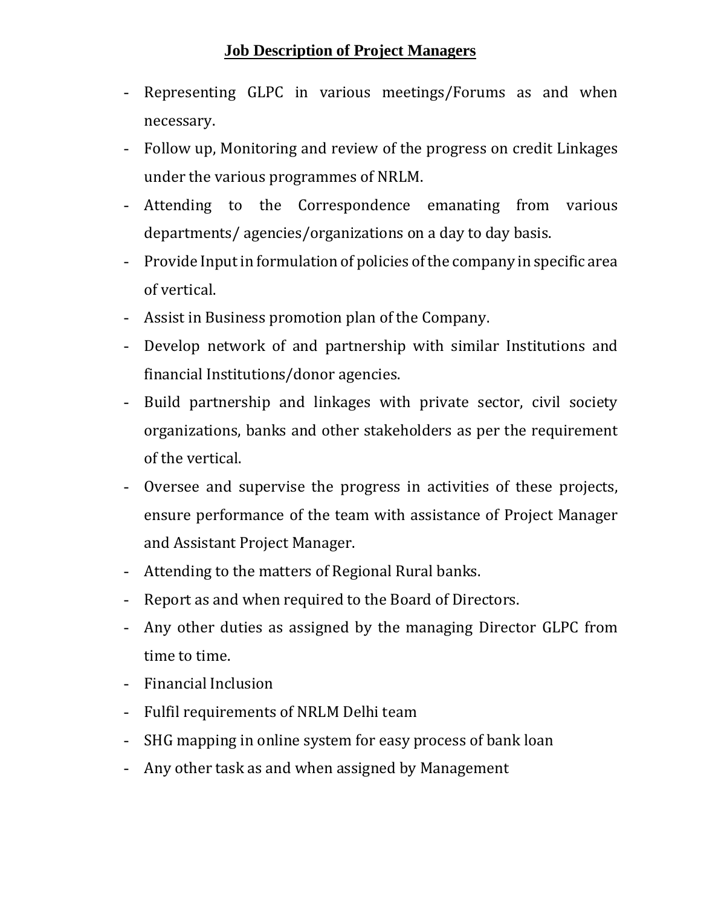# Job Description of Project Managers

- Representing GLPC in various meetings/Forums as and when necessary.
- Follow up, Monitoring and review of the progress on credit Linkages under the various programmes of NRLM.
- Attending to the Correspondence emanating from various departments/ agencies/organizations on a day to day basis.
- Provide Input in formulation of policies of the company in specific area of vertical.
- Assist in Business promotion plan of the Company.
- Develop network of and partnership with similar Institutions and financial Institutions/donor agencies.
- Build partnership and linkages with private sector, civil society organizations, banks and other stakeholders as per the requirement of the vertical.
- Oversee and supervise the progress in activities of these projects, ensure performance of the team with assistance of Project Manager and Assistant Project Manager.
- Attending to the matters of Regional Rural banks.
- Report as and when required to the Board of Directors.
- Any other duties as assigned by the managing Director GLPC from time to time.
- Financial Inclusion
- Fulfil requirements of NRLM Delhi team
- SHG mapping in online system for easy process of bank loan
- Any other task as and when assigned by Management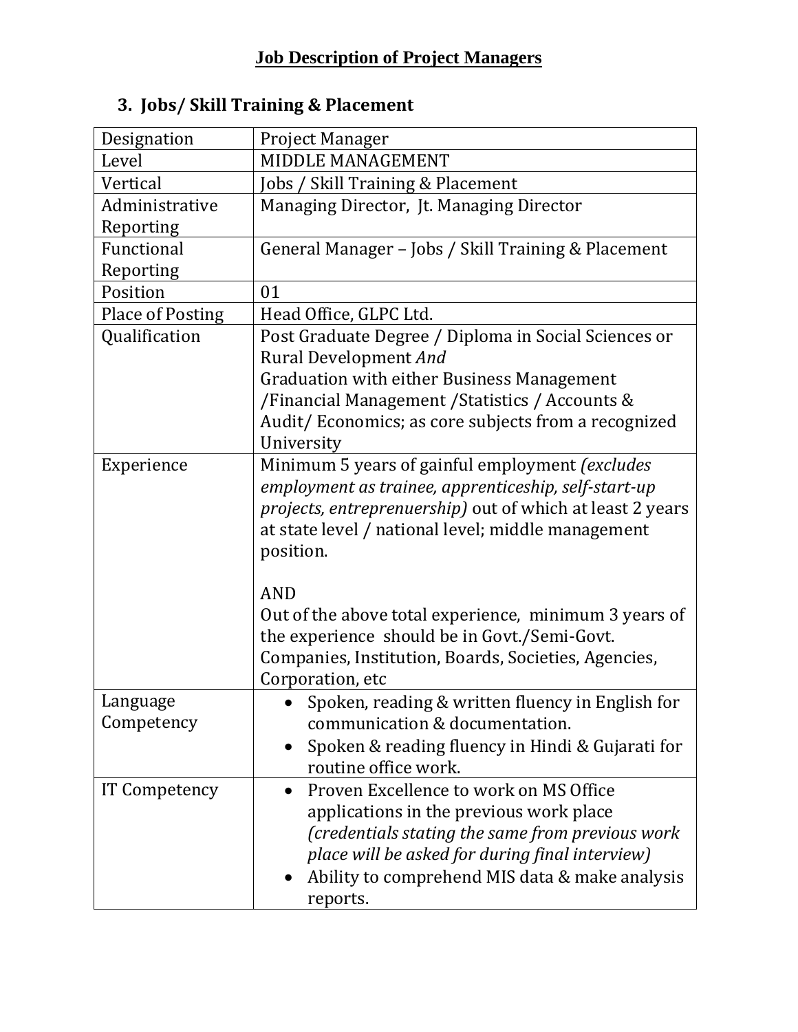# Job Description of Project Managers

## 3. Jobs/ Skill Training & Placement

| | |
|---|---|
| Designation | Project Manager |
| Level | MIDDLE MANAGEMENT |
| Vertical | Jobs / Skill Training & Placement |
| Administrative Reporting | Managing Director, Jt. Managing Director |
| Functional Reporting | General Manager – Jobs / Skill Training & Placement |
| Position | 01 |
| Place of Posting | Head Office, GLPC Ltd. |
| Qualification | Post Graduate Degree / Diploma in Social Sciences or Rural Development *And*<br>Graduation with either Business Management /Financial Management /Statistics / Accounts & Audit/ Economics; as core subjects from a recognized University |
| Experience | Minimum 5 years of gainful employment *(excludes employment as trainee, apprenticeship, self-start-up projects, entreprenuership)* out of which at least 2 years at state level / national level; middle management position.<br><br>AND<br>Out of the above total experience, minimum 3 years of the experience should be in Govt./Semi-Govt. Companies, Institution, Boards, Societies, Agencies, Corporation, etc |
| Language Competency | • Spoken, reading & written fluency in English for communication & documentation.<br>• Spoken & reading fluency in Hindi & Gujarati for routine office work. |
| IT Competency | • Proven Excellence to work on MS Office applications in the previous work place *(credentials stating the same from previous work place will be asked for during final interview)*<br>• Ability to comprehend MIS data & make analysis reports. |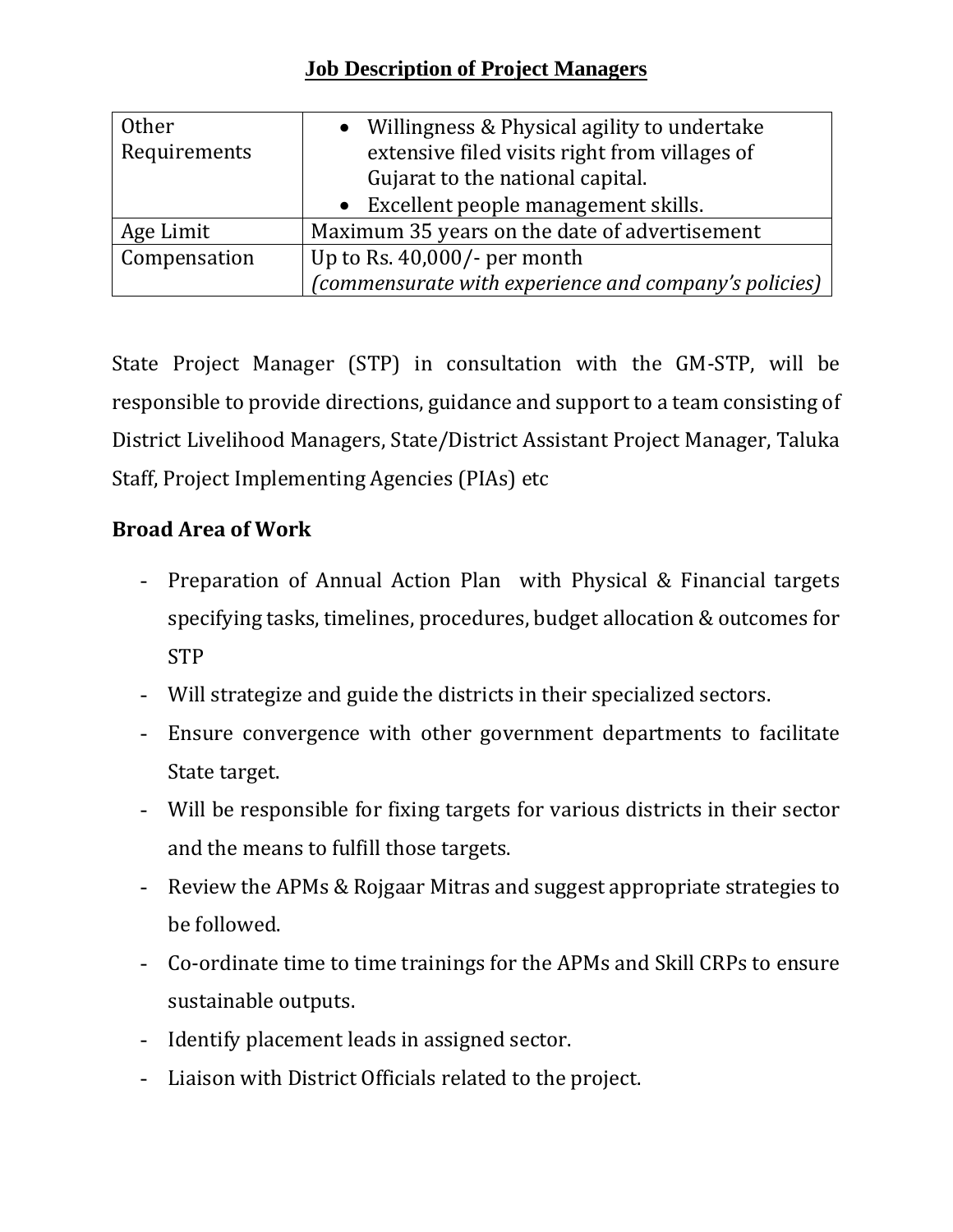# Job Description of Project Managers

| | |
|---|---|
| Other Requirements | • Willingness & Physical agility to undertake extensive filed visits right from villages of Gujarat to the national capital.<br>• Excellent people management skills. |
| Age Limit | Maximum 35 years on the date of advertisement |
| Compensation | Up to Rs. 40,000/- per month<br>*(commensurate with experience and company's policies)* |

State Project Manager (STP) in consultation with the GM-STP, will be responsible to provide directions, guidance and support to a team consisting of District Livelihood Managers, State/District Assistant Project Manager, Taluka Staff, Project Implementing Agencies (PIAs) etc

**Broad Area of Work**

- Preparation of Annual Action Plan with Physical & Financial targets specifying tasks, timelines, procedures, budget allocation & outcomes for STP
- Will strategize and guide the districts in their specialized sectors.
- Ensure convergence with other government departments to facilitate State target.
- Will be responsible for fixing targets for various districts in their sector and the means to fulfill those targets.
- Review the APMs & Rojgaar Mitras and suggest appropriate strategies to be followed.
- Co-ordinate time to time trainings for the APMs and Skill CRPs to ensure sustainable outputs.
- Identify placement leads in assigned sector.
- Liaison with District Officials related to the project.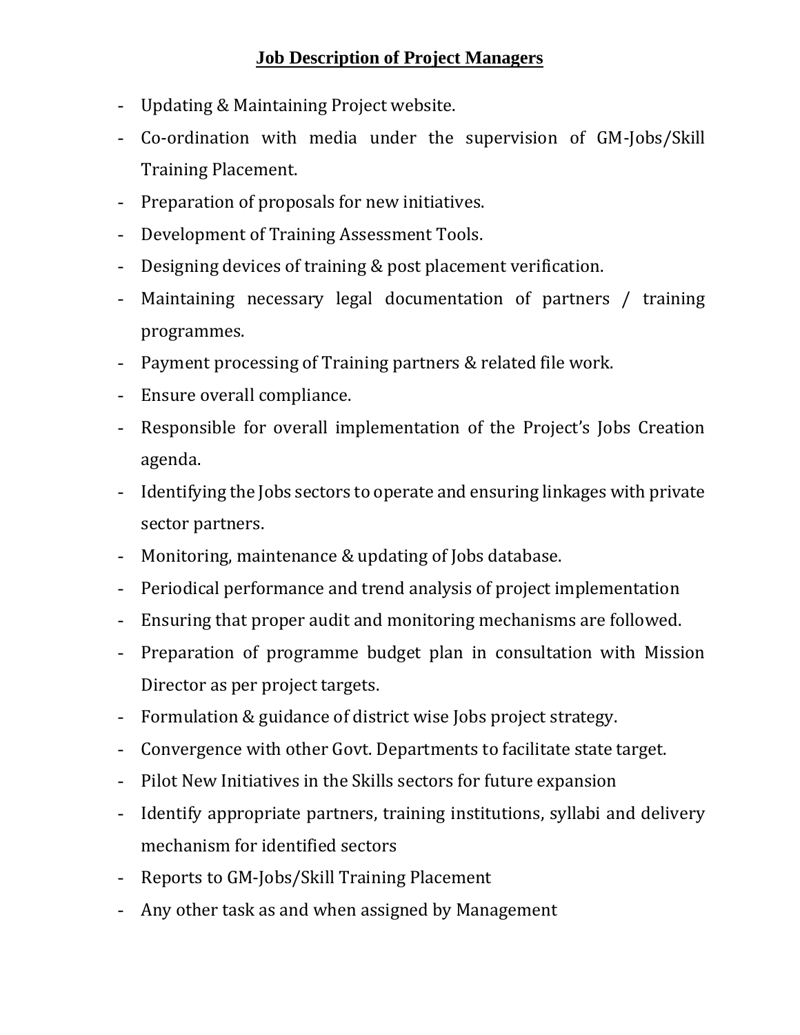# **Job Description of Project Managers**

- Updating & Maintaining Project website.
- Co-ordination with media under the supervision of GM-Jobs/Skill Training Placement.
- Preparation of proposals for new initiatives.
- Development of Training Assessment Tools.
- Designing devices of training & post placement verification.
- Maintaining necessary legal documentation of partners / training programmes.
- Payment processing of Training partners & related file work.
- Ensure overall compliance.
- Responsible for overall implementation of the Project's Jobs Creation agenda.
- Identifying the Jobs sectors to operate and ensuring linkages with private sector partners.
- Monitoring, maintenance & updating of Jobs database.
- Periodical performance and trend analysis of project implementation
- Ensuring that proper audit and monitoring mechanisms are followed.
- Preparation of programme budget plan in consultation with Mission Director as per project targets.
- Formulation & guidance of district wise Jobs project strategy.
- Convergence with other Govt. Departments to facilitate state target.
- Pilot New Initiatives in the Skills sectors for future expansion
- Identify appropriate partners, training institutions, syllabi and delivery mechanism for identified sectors
- Reports to GM-Jobs/Skill Training Placement
- Any other task as and when assigned by Management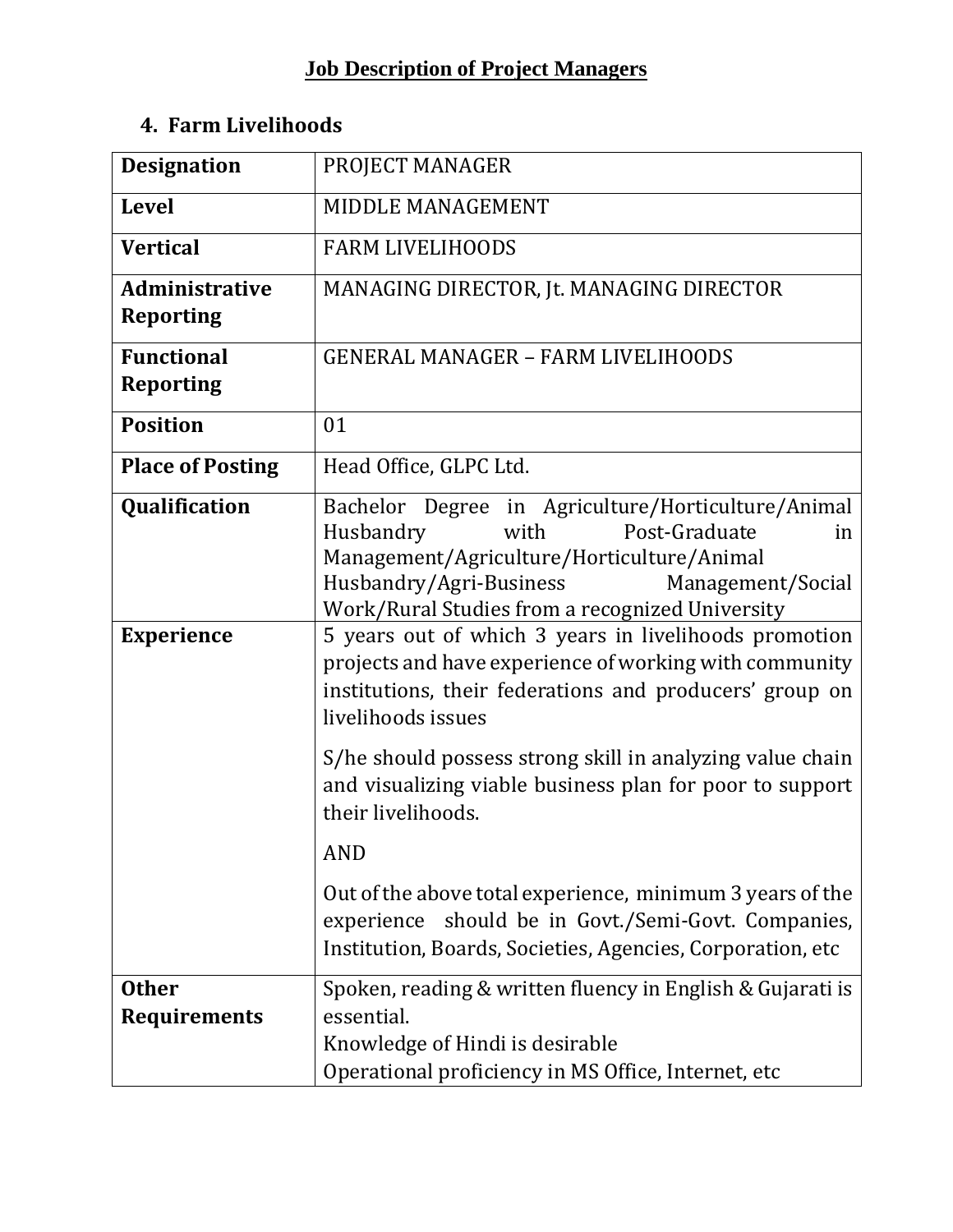## Job Description of Project Managers

### 4. Farm Livelihoods

| **Designation** | PROJECT MANAGER |
|---|---|
| **Level** | MIDDLE MANAGEMENT |
| **Vertical** | FARM LIVELIHOODS |
| **Administrative Reporting** | MANAGING DIRECTOR, Jt. MANAGING DIRECTOR |
| **Functional Reporting** | GENERAL MANAGER – FARM LIVELIHOODS |
| **Position** | 01 |
| **Place of Posting** | Head Office, GLPC Ltd. |
| **Qualification** | Bachelor Degree in Agriculture/Horticulture/Animal Husbandry with Post-Graduate in Management/Agriculture/Horticulture/Animal Husbandry/Agri-Business Management/Social Work/Rural Studies from a recognized University |
| **Experience** | 5 years out of which 3 years in livelihoods promotion projects and have experience of working with community institutions, their federations and producers' group on livelihoods issues<br><br>S/he should possess strong skill in analyzing value chain and visualizing viable business plan for poor to support their livelihoods.<br><br>AND<br><br>Out of the above total experience, minimum 3 years of the experience should be in Govt./Semi-Govt. Companies, Institution, Boards, Societies, Agencies, Corporation, etc |
| **Other Requirements** | Spoken, reading & written fluency in English & Gujarati is essential.<br>Knowledge of Hindi is desirable<br>Operational proficiency in MS Office, Internet, etc |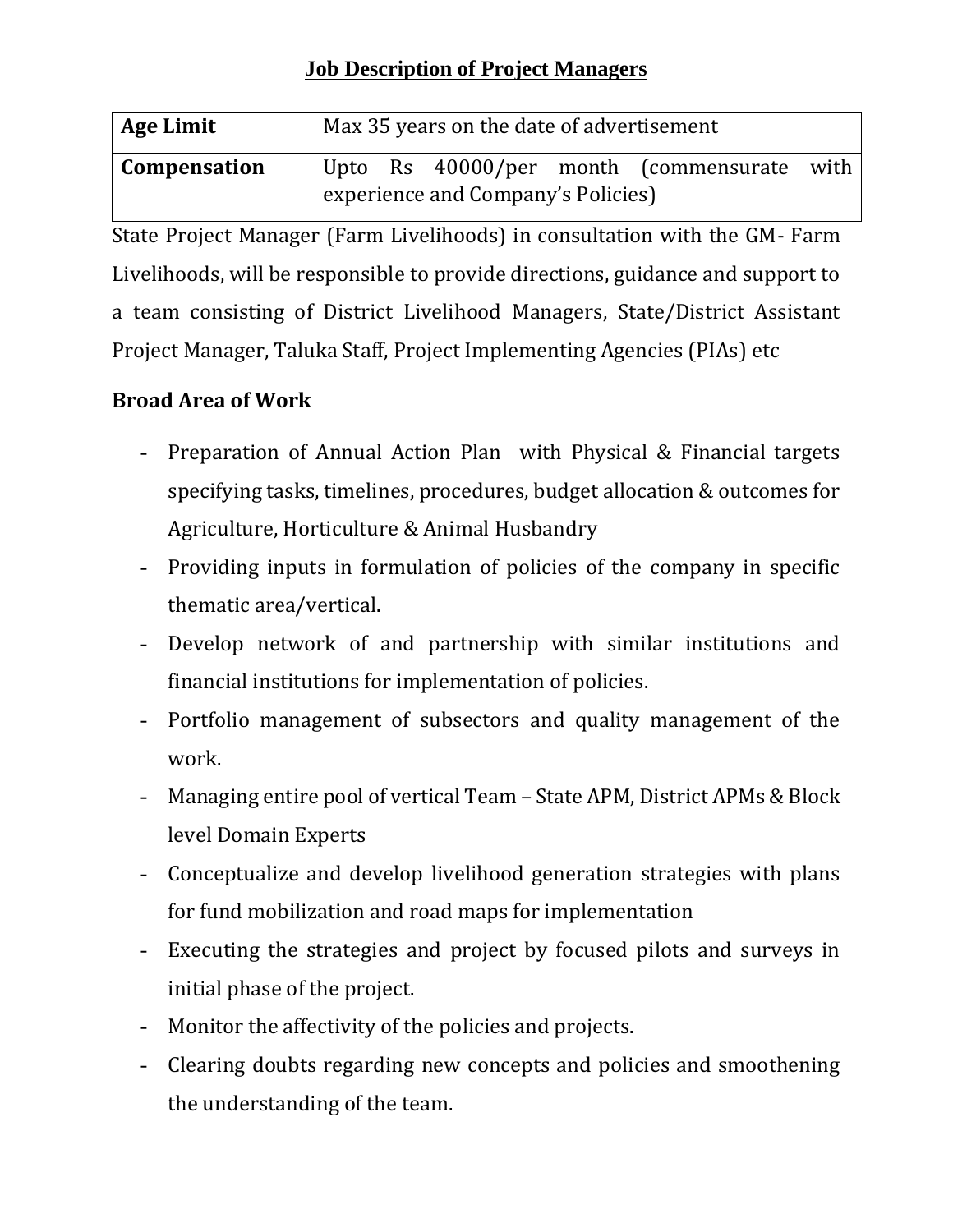# Job Description of Project Managers

| **Age Limit** | Max 35 years on the date of advertisement |
|---|---|
| **Compensation** | Upto Rs 40000/per month (commensurate with experience and Company's Policies) |

State Project Manager (Farm Livelihoods) in consultation with the GM- Farm Livelihoods, will be responsible to provide directions, guidance and support to a team consisting of District Livelihood Managers, State/District Assistant Project Manager, Taluka Staff, Project Implementing Agencies (PIAs) etc

**Broad Area of Work**

- Preparation of Annual Action Plan with Physical & Financial targets specifying tasks, timelines, procedures, budget allocation & outcomes for Agriculture, Horticulture & Animal Husbandry
- Providing inputs in formulation of policies of the company in specific thematic area/vertical.
- Develop network of and partnership with similar institutions and financial institutions for implementation of policies.
- Portfolio management of subsectors and quality management of the work.
- Managing entire pool of vertical Team – State APM, District APMs & Block level Domain Experts
- Conceptualize and develop livelihood generation strategies with plans for fund mobilization and road maps for implementation
- Executing the strategies and project by focused pilots and surveys in initial phase of the project.
- Monitor the affectivity of the policies and projects.
- Clearing doubts regarding new concepts and policies and smoothening the understanding of the team.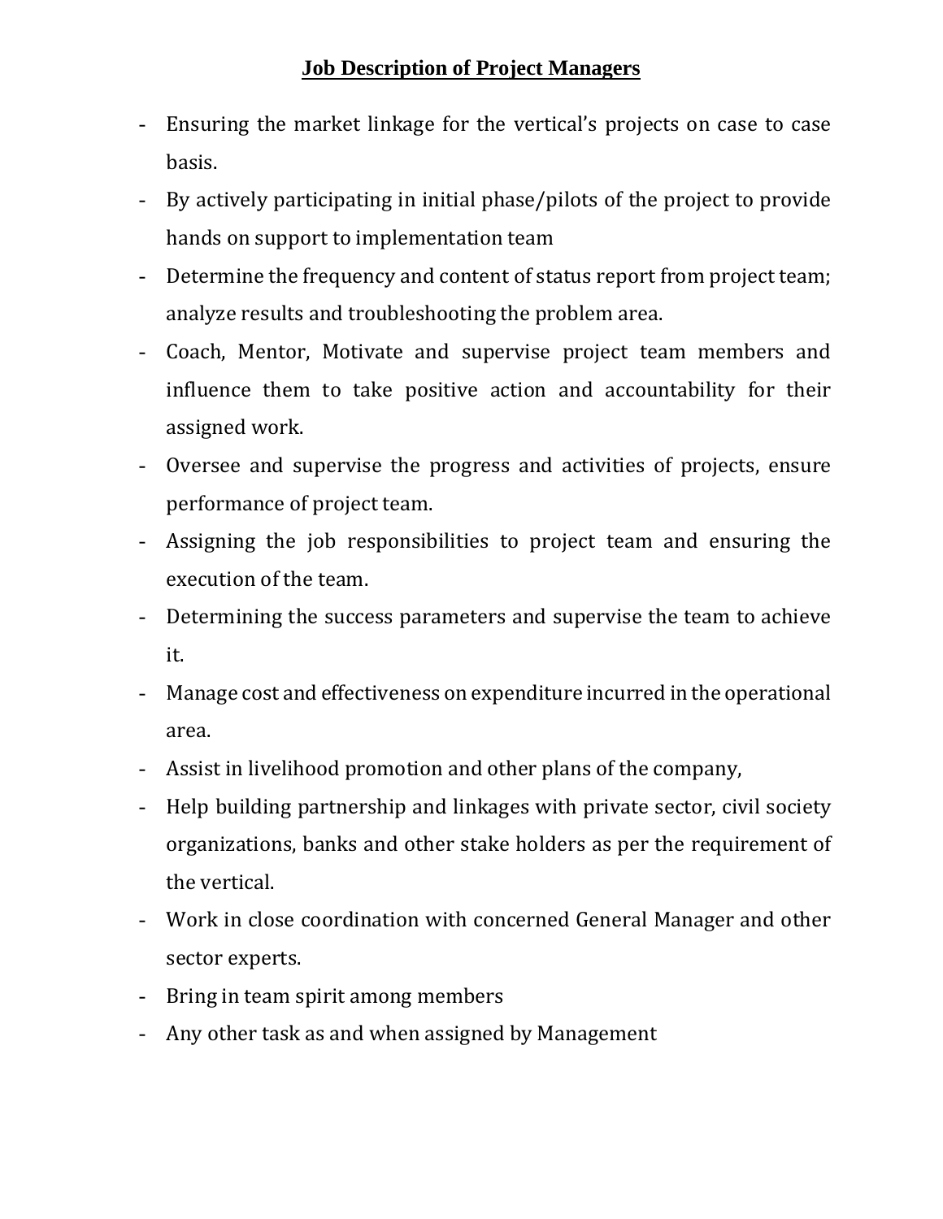# Job Description of Project Managers

- Ensuring the market linkage for the vertical's projects on case to case basis.
- By actively participating in initial phase/pilots of the project to provide hands on support to implementation team
- Determine the frequency and content of status report from project team; analyze results and troubleshooting the problem area.
- Coach, Mentor, Motivate and supervise project team members and influence them to take positive action and accountability for their assigned work.
- Oversee and supervise the progress and activities of projects, ensure performance of project team.
- Assigning the job responsibilities to project team and ensuring the execution of the team.
- Determining the success parameters and supervise the team to achieve it.
- Manage cost and effectiveness on expenditure incurred in the operational area.
- Assist in livelihood promotion and other plans of the company,
- Help building partnership and linkages with private sector, civil society organizations, banks and other stake holders as per the requirement of the vertical.
- Work in close coordination with concerned General Manager and other sector experts.
- Bring in team spirit among members
- Any other task as and when assigned by Management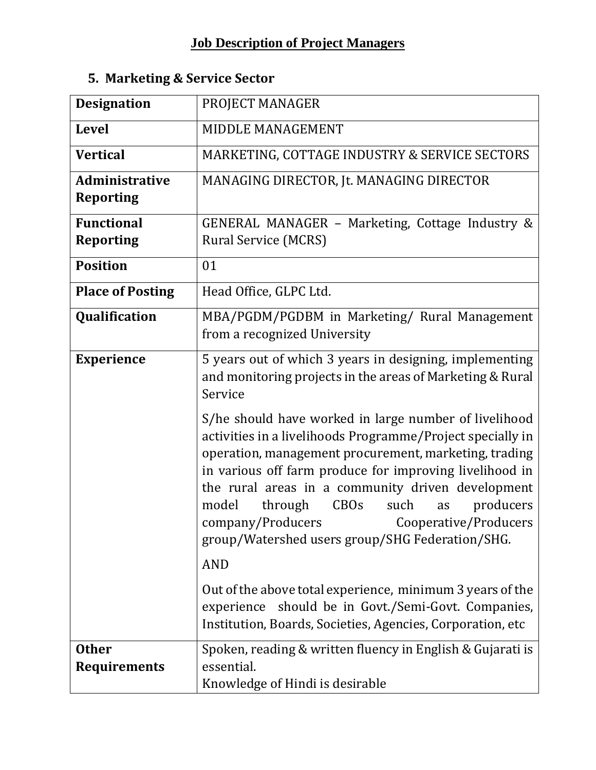## Job Description of Project Managers

### 5. Marketing & Service Sector

| **Designation** | PROJECT MANAGER |
|---|---|
| **Level** | MIDDLE MANAGEMENT |
| **Vertical** | MARKETING, COTTAGE INDUSTRY & SERVICE SECTORS |
| **Administrative Reporting** | MANAGING DIRECTOR, Jt. MANAGING DIRECTOR |
| **Functional Reporting** | GENERAL MANAGER – Marketing, Cottage Industry & Rural Service (MCRS) |
| **Position** | 01 |
| **Place of Posting** | Head Office, GLPC Ltd. |
| **Qualification** | MBA/PGDM/PGDBM in Marketing/ Rural Management from a recognized University |
| **Experience** | 5 years out of which 3 years in designing, implementing and monitoring projects in the areas of Marketing & Rural Service<br><br>S/he should have worked in large number of livelihood activities in a livelihoods Programme/Project specially in operation, management procurement, marketing, trading in various off farm produce for improving livelihood in the rural areas in a community driven development model through CBOs such as producers company/Producers Cooperative/Producers group/Watershed users group/SHG Federation/SHG.<br><br>AND<br><br>Out of the above total experience, minimum 3 years of the experience should be in Govt./Semi-Govt. Companies, Institution, Boards, Societies, Agencies, Corporation, etc |
| **Other Requirements** | Spoken, reading & written fluency in English & Gujarati is essential.<br>Knowledge of Hindi is desirable |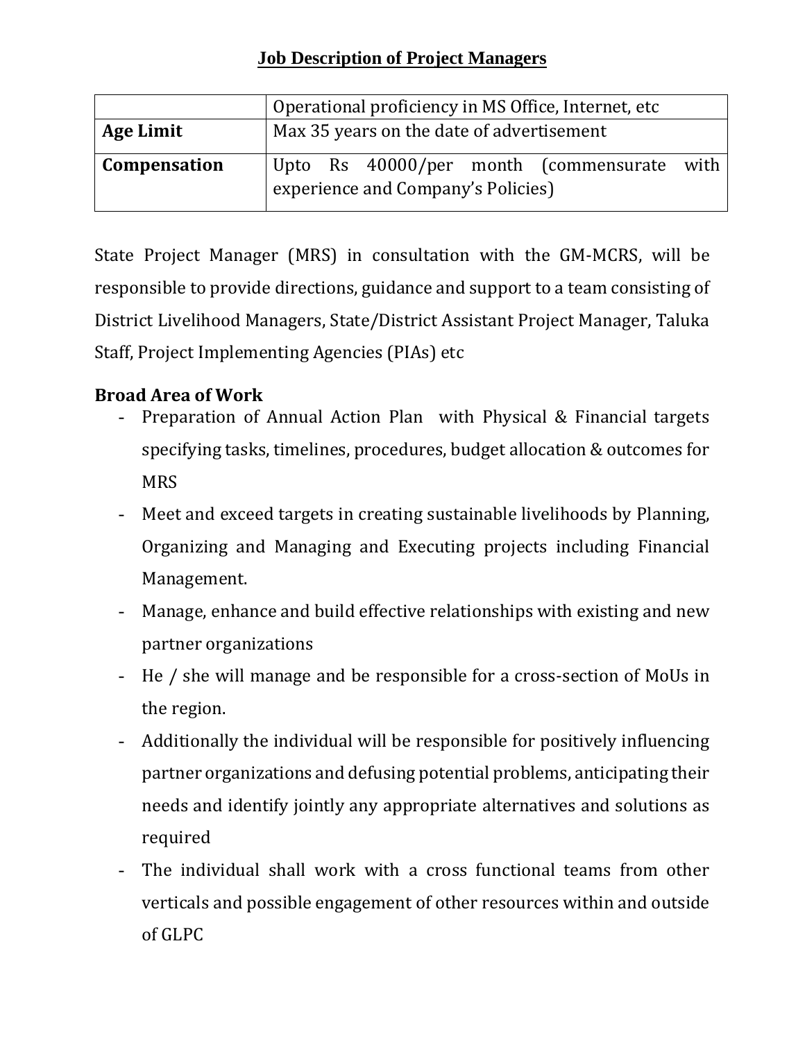# Job Description of Project Managers

| | |
|---|---|
| | Operational proficiency in MS Office, Internet, etc |
| **Age Limit** | Max 35 years on the date of advertisement |
| **Compensation** | Upto Rs 40000/per month (commensurate with experience and Company's Policies) |

State Project Manager (MRS) in consultation with the GM-MCRS, will be responsible to provide directions, guidance and support to a team consisting of District Livelihood Managers, State/District Assistant Project Manager, Taluka Staff, Project Implementing Agencies (PIAs) etc

**Broad Area of Work**

- Preparation of Annual Action Plan with Physical & Financial targets specifying tasks, timelines, procedures, budget allocation & outcomes for MRS
- Meet and exceed targets in creating sustainable livelihoods by Planning, Organizing and Managing and Executing projects including Financial Management.
- Manage, enhance and build effective relationships with existing and new partner organizations
- He / she will manage and be responsible for a cross-section of MoUs in the region.
- Additionally the individual will be responsible for positively influencing partner organizations and defusing potential problems, anticipating their needs and identify jointly any appropriate alternatives and solutions as required
- The individual shall work with a cross functional teams from other verticals and possible engagement of other resources within and outside of GLPC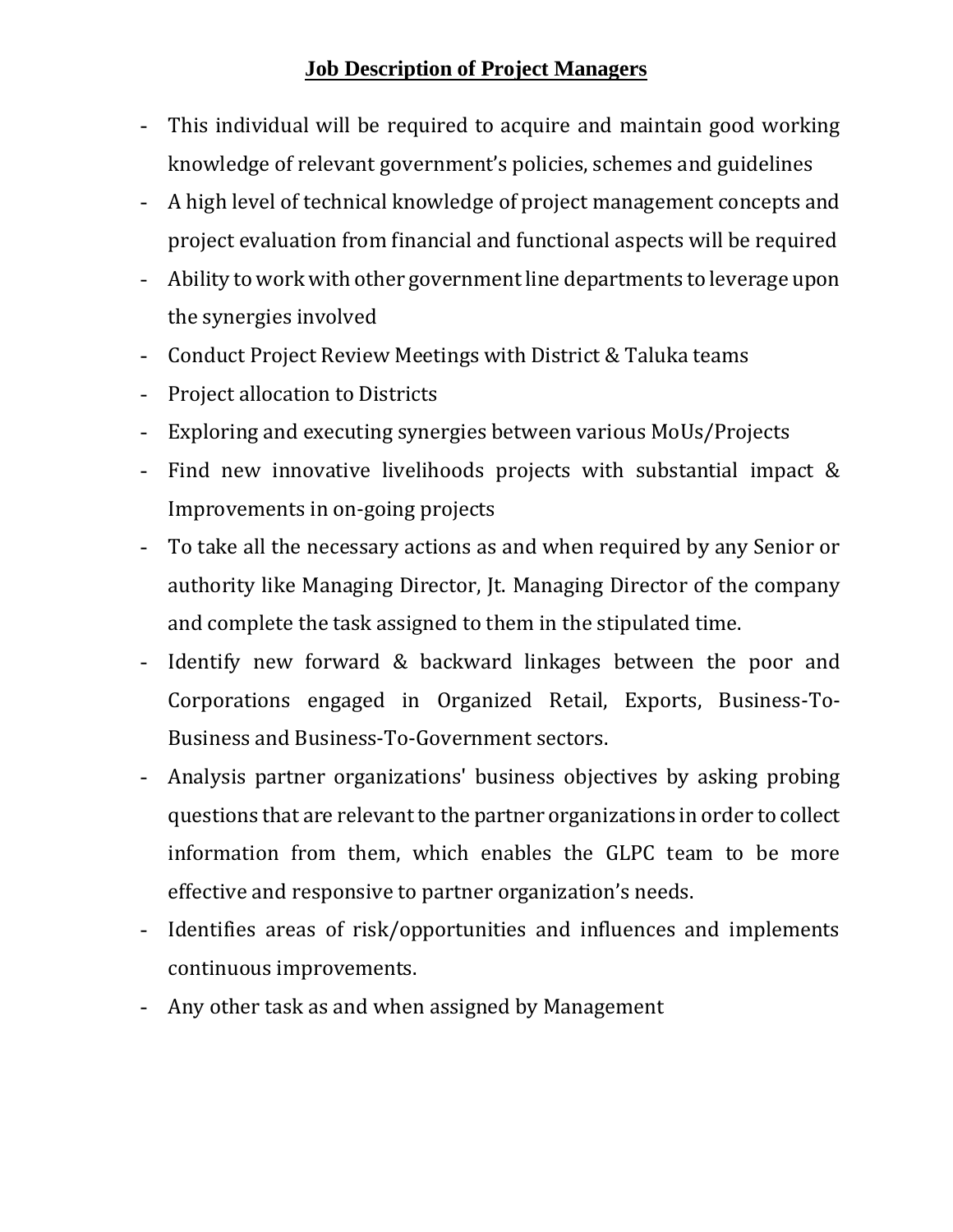# Job Description of Project Managers

- This individual will be required to acquire and maintain good working knowledge of relevant government's policies, schemes and guidelines
- A high level of technical knowledge of project management concepts and project evaluation from financial and functional aspects will be required
- Ability to work with other government line departments to leverage upon the synergies involved
- Conduct Project Review Meetings with District & Taluka teams
- Project allocation to Districts
- Exploring and executing synergies between various MoUs/Projects
- Find new innovative livelihoods projects with substantial impact & Improvements in on-going projects
- To take all the necessary actions as and when required by any Senior or authority like Managing Director, Jt. Managing Director of the company and complete the task assigned to them in the stipulated time.
- Identify new forward & backward linkages between the poor and Corporations engaged in Organized Retail, Exports, Business-To-Business and Business-To-Government sectors.
- Analysis partner organizations' business objectives by asking probing questions that are relevant to the partner organizations in order to collect information from them, which enables the GLPC team to be more effective and responsive to partner organization's needs.
- Identifies areas of risk/opportunities and influences and implements continuous improvements.
- Any other task as and when assigned by Management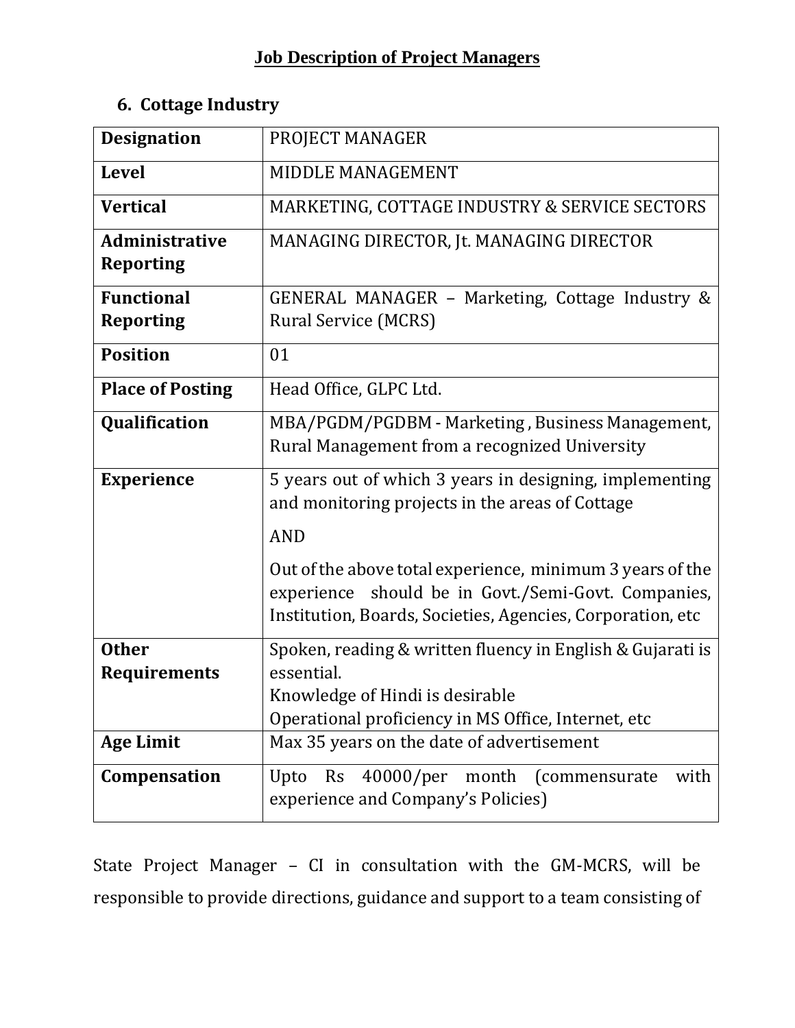# Job Description of Project Managers

## 6. Cottage Industry

| **Designation** | PROJECT MANAGER |
|---|---|
| **Level** | MIDDLE MANAGEMENT |
| **Vertical** | MARKETING, COTTAGE INDUSTRY & SERVICE SECTORS |
| **Administrative Reporting** | MANAGING DIRECTOR, Jt. MANAGING DIRECTOR |
| **Functional Reporting** | GENERAL MANAGER – Marketing, Cottage Industry & Rural Service (MCRS) |
| **Position** | 01 |
| **Place of Posting** | Head Office, GLPC Ltd. |
| **Qualification** | MBA/PGDM/PGDBM - Marketing , Business Management, Rural Management from a recognized University |
| **Experience** | 5 years out of which 3 years in designing, implementing and monitoring projects in the areas of Cottage<br><br>AND<br><br>Out of the above total experience, minimum 3 years of the experience should be in Govt./Semi-Govt. Companies, Institution, Boards, Societies, Agencies, Corporation, etc |
| **Other Requirements** | Spoken, reading & written fluency in English & Gujarati is essential.<br>Knowledge of Hindi is desirable<br>Operational proficiency in MS Office, Internet, etc |
| **Age Limit** | Max 35 years on the date of advertisement |
| **Compensation** | Upto Rs 40000/per month (commensurate with experience and Company's Policies) |

State Project Manager – CI in consultation with the GM-MCRS, will be responsible to provide directions, guidance and support to a team consisting of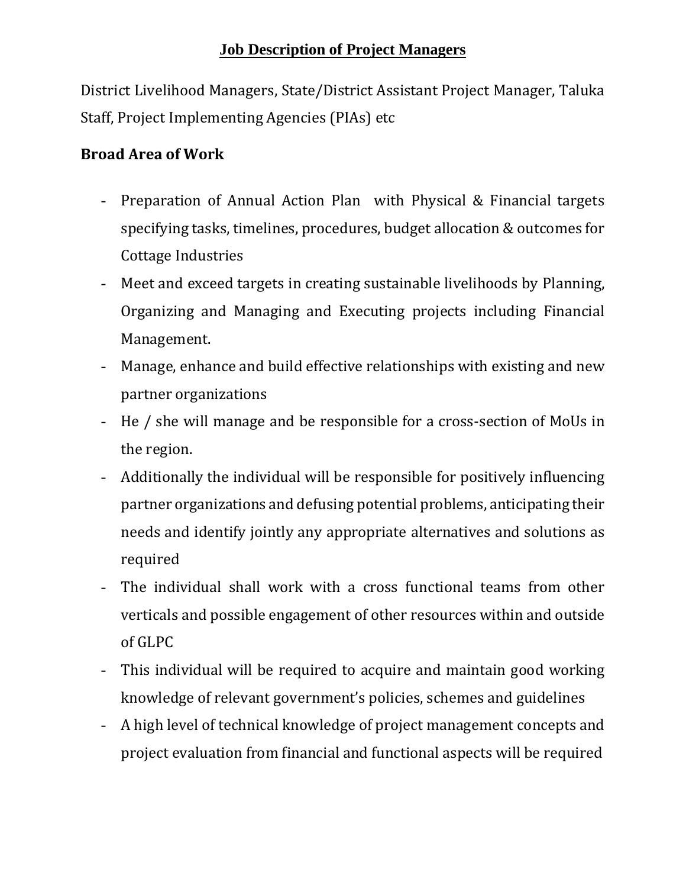# Job Description of Project Managers

District Livelihood Managers, State/District Assistant Project Manager, Taluka Staff, Project Implementing Agencies (PIAs) etc

## Broad Area of Work

- Preparation of Annual Action Plan with Physical & Financial targets specifying tasks, timelines, procedures, budget allocation & outcomes for Cottage Industries
- Meet and exceed targets in creating sustainable livelihoods by Planning, Organizing and Managing and Executing projects including Financial Management.
- Manage, enhance and build effective relationships with existing and new partner organizations
- He / she will manage and be responsible for a cross-section of MoUs in the region.
- Additionally the individual will be responsible for positively influencing partner organizations and defusing potential problems, anticipating their needs and identify jointly any appropriate alternatives and solutions as required
- The individual shall work with a cross functional teams from other verticals and possible engagement of other resources within and outside of GLPC
- This individual will be required to acquire and maintain good working knowledge of relevant government's policies, schemes and guidelines
- A high level of technical knowledge of project management concepts and project evaluation from financial and functional aspects will be required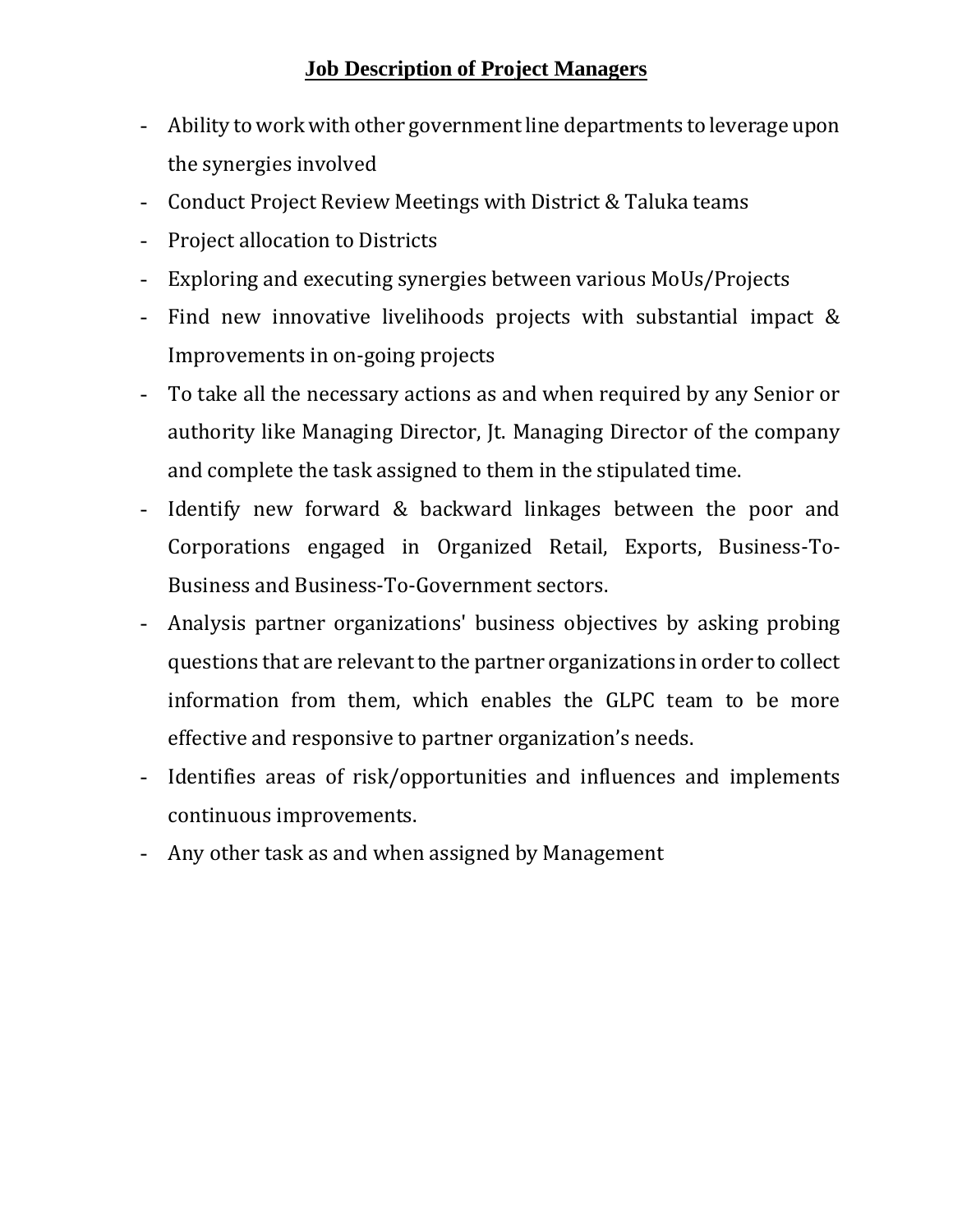# Job Description of Project Managers

- Ability to work with other government line departments to leverage upon the synergies involved
- Conduct Project Review Meetings with District & Taluka teams
- Project allocation to Districts
- Exploring and executing synergies between various MoUs/Projects
- Find new innovative livelihoods projects with substantial impact & Improvements in on-going projects
- To take all the necessary actions as and when required by any Senior or authority like Managing Director, Jt. Managing Director of the company and complete the task assigned to them in the stipulated time.
- Identify new forward & backward linkages between the poor and Corporations engaged in Organized Retail, Exports, Business-To-Business and Business-To-Government sectors.
- Analysis partner organizations' business objectives by asking probing questions that are relevant to the partner organizations in order to collect information from them, which enables the GLPC team to be more effective and responsive to partner organization's needs.
- Identifies areas of risk/opportunities and influences and implements continuous improvements.
- Any other task as and when assigned by Management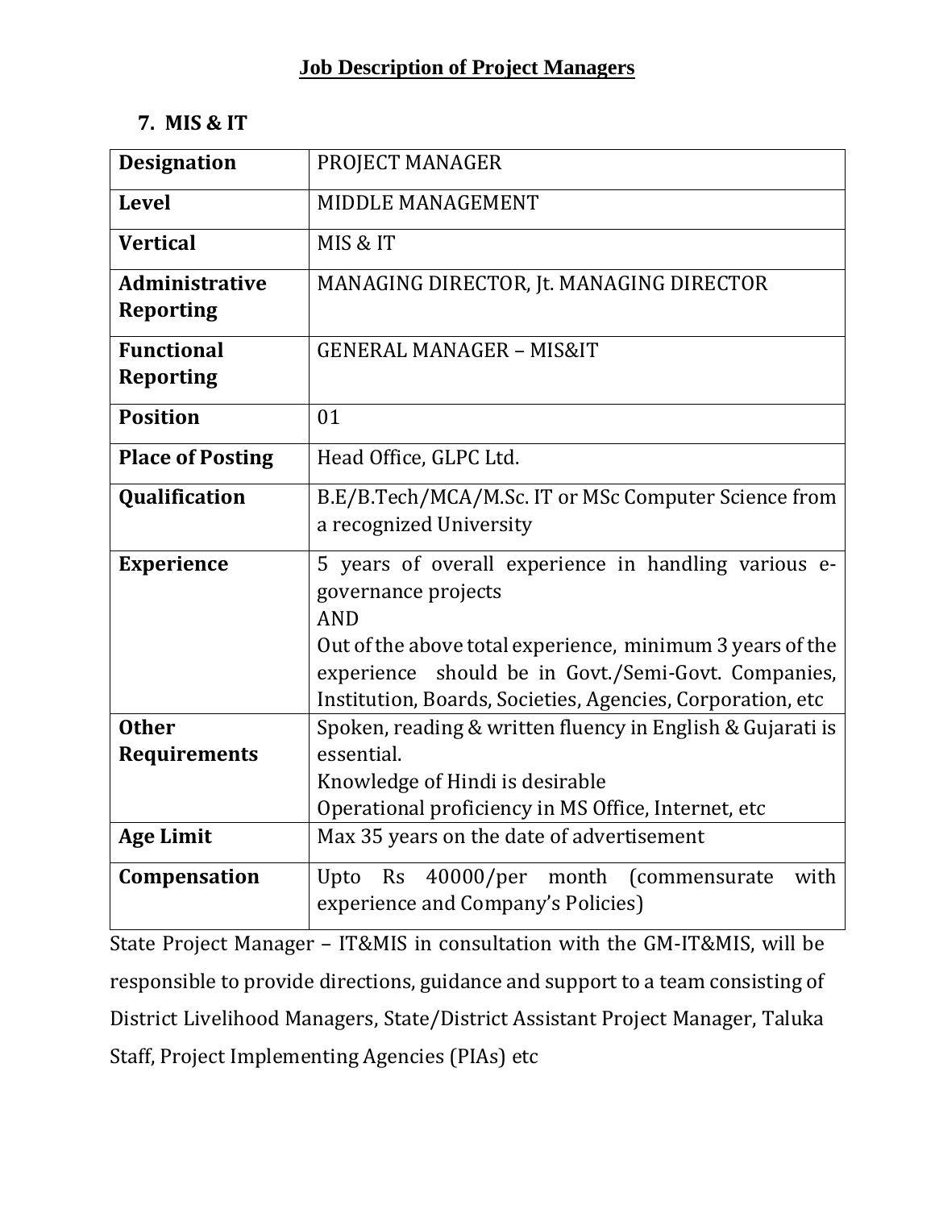## Job Description of Project Managers

### 7. MIS & IT

| **Designation** | PROJECT MANAGER |
|---|---|
| **Level** | MIDDLE MANAGEMENT |
| **Vertical** | MIS & IT |
| **Administrative Reporting** | MANAGING DIRECTOR, Jt. MANAGING DIRECTOR |
| **Functional Reporting** | GENERAL MANAGER – MIS&IT |
| **Position** | 01 |
| **Place of Posting** | Head Office, GLPC Ltd. |
| **Qualification** | B.E/B.Tech/MCA/M.Sc. IT or MSc Computer Science from a recognized University |
| **Experience** | 5 years of overall experience in handling various e-governance projects<br>AND<br>Out of the above total experience, minimum 3 years of the experience should be in Govt./Semi-Govt. Companies, Institution, Boards, Societies, Agencies, Corporation, etc |
| **Other Requirements** | Spoken, reading & written fluency in English & Gujarati is essential.<br>Knowledge of Hindi is desirable<br>Operational proficiency in MS Office, Internet, etc |
| **Age Limit** | Max 35 years on the date of advertisement |
| **Compensation** | Upto Rs 40000/per month (commensurate with experience and Company's Policies) |

State Project Manager – IT&MIS in consultation with the GM-IT&MIS, will be responsible to provide directions, guidance and support to a team consisting of District Livelihood Managers, State/District Assistant Project Manager, Taluka Staff, Project Implementing Agencies (PIAs) etc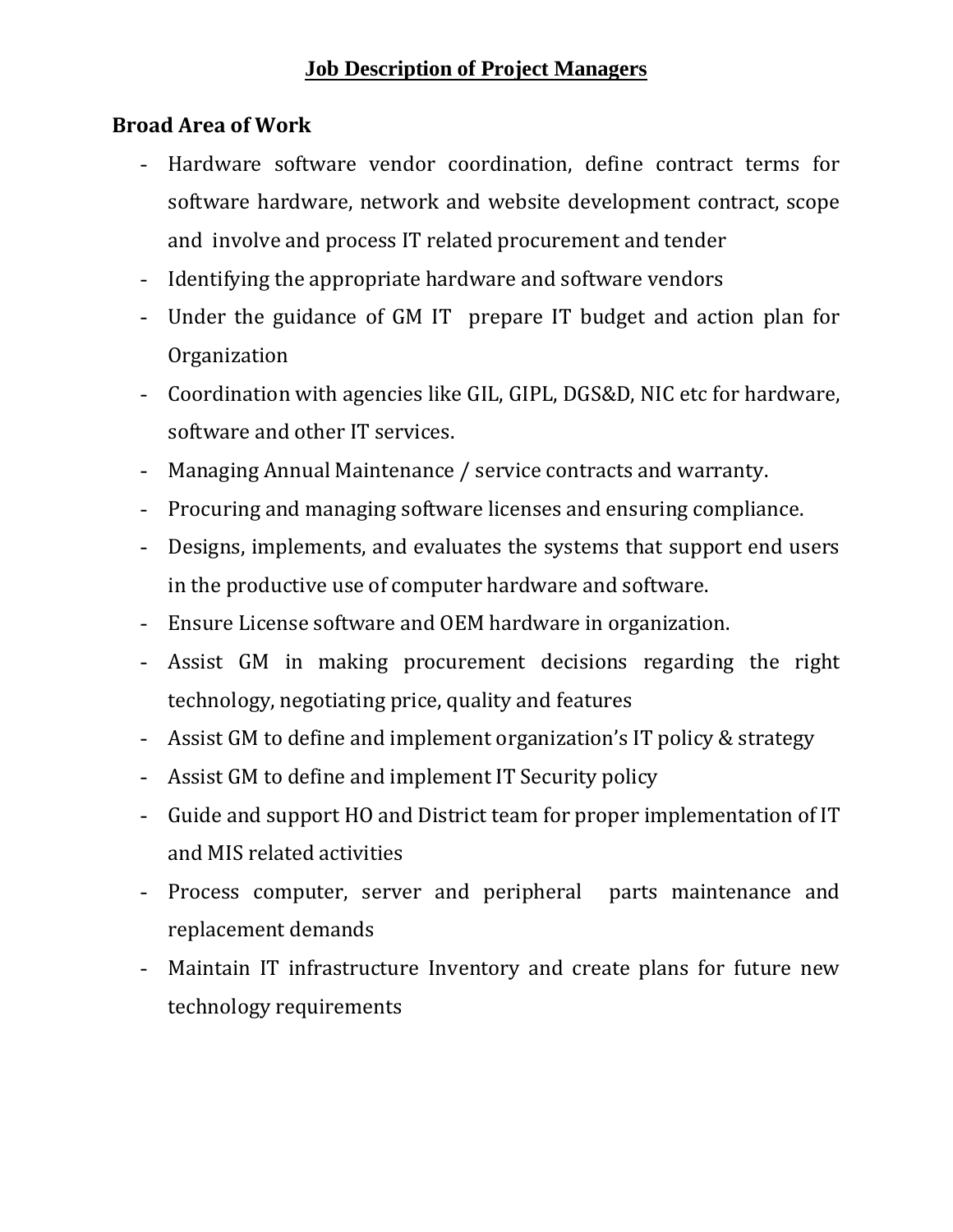# Job Description of Project Managers

**Broad Area of Work**

- Hardware software vendor coordination, define contract terms for software hardware, network and website development contract, scope and involve and process IT related procurement and tender
- Identifying the appropriate hardware and software vendors
- Under the guidance of GM IT prepare IT budget and action plan for Organization
- Coordination with agencies like GIL, GIPL, DGS&D, NIC etc for hardware, software and other IT services.
- Managing Annual Maintenance / service contracts and warranty.
- Procuring and managing software licenses and ensuring compliance.
- Designs, implements, and evaluates the systems that support end users in the productive use of computer hardware and software.
- Ensure License software and OEM hardware in organization.
- Assist GM in making procurement decisions regarding the right technology, negotiating price, quality and features
- Assist GM to define and implement organization's IT policy & strategy
- Assist GM to define and implement IT Security policy
- Guide and support HO and District team for proper implementation of IT and MIS related activities
- Process computer, server and peripheral parts maintenance and replacement demands
- Maintain IT infrastructure Inventory and create plans for future new technology requirements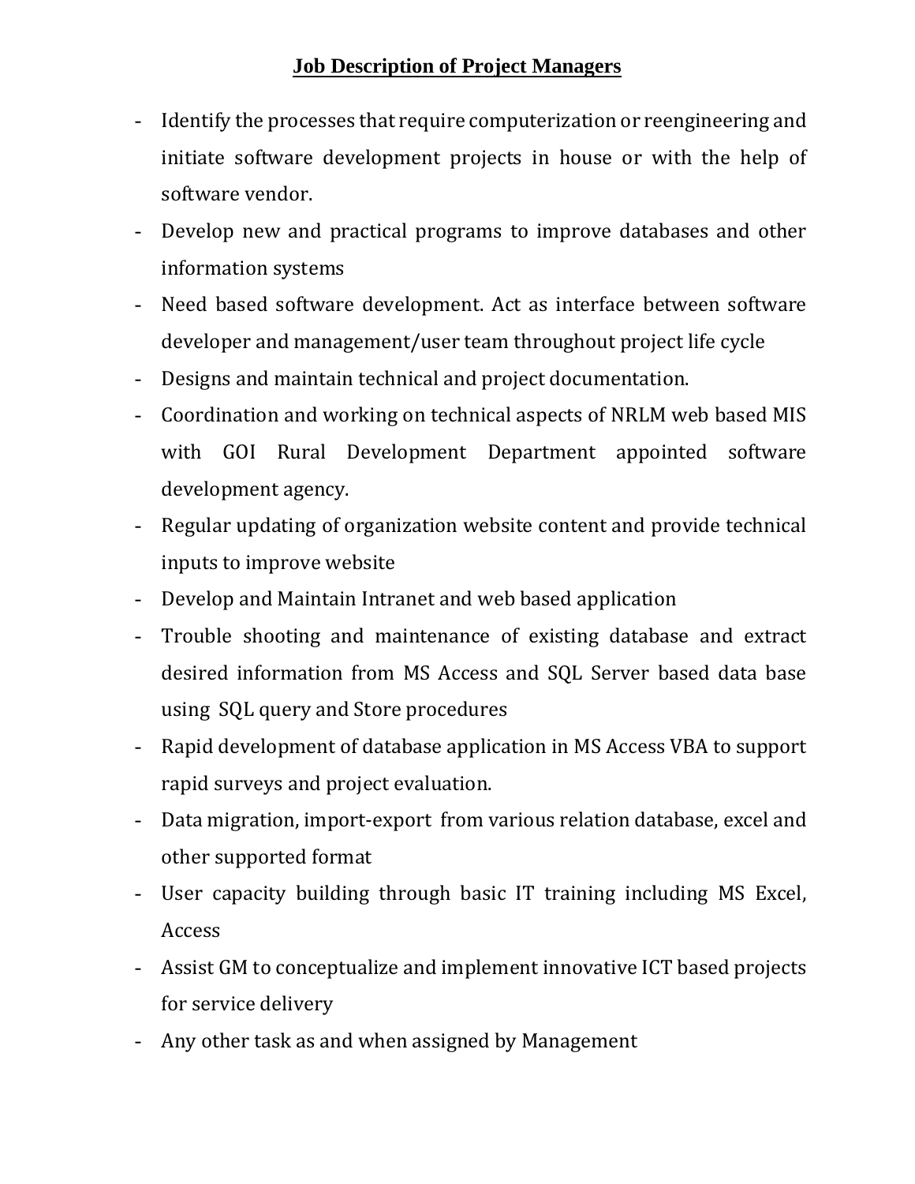# **Job Description of Project Managers**

- Identify the processes that require computerization or reengineering and initiate software development projects in house or with the help of software vendor.
- Develop new and practical programs to improve databases and other information systems
- Need based software development. Act as interface between software developer and management/user team throughout project life cycle
- Designs and maintain technical and project documentation.
- Coordination and working on technical aspects of NRLM web based MIS with GOI Rural Development Department appointed software development agency.
- Regular updating of organization website content and provide technical inputs to improve website
- Develop and Maintain Intranet and web based application
- Trouble shooting and maintenance of existing database and extract desired information from MS Access and SQL Server based data base using SQL query and Store procedures
- Rapid development of database application in MS Access VBA to support rapid surveys and project evaluation.
- Data migration, import-export from various relation database, excel and other supported format
- User capacity building through basic IT training including MS Excel, Access
- Assist GM to conceptualize and implement innovative ICT based projects for service delivery
- Any other task as and when assigned by Management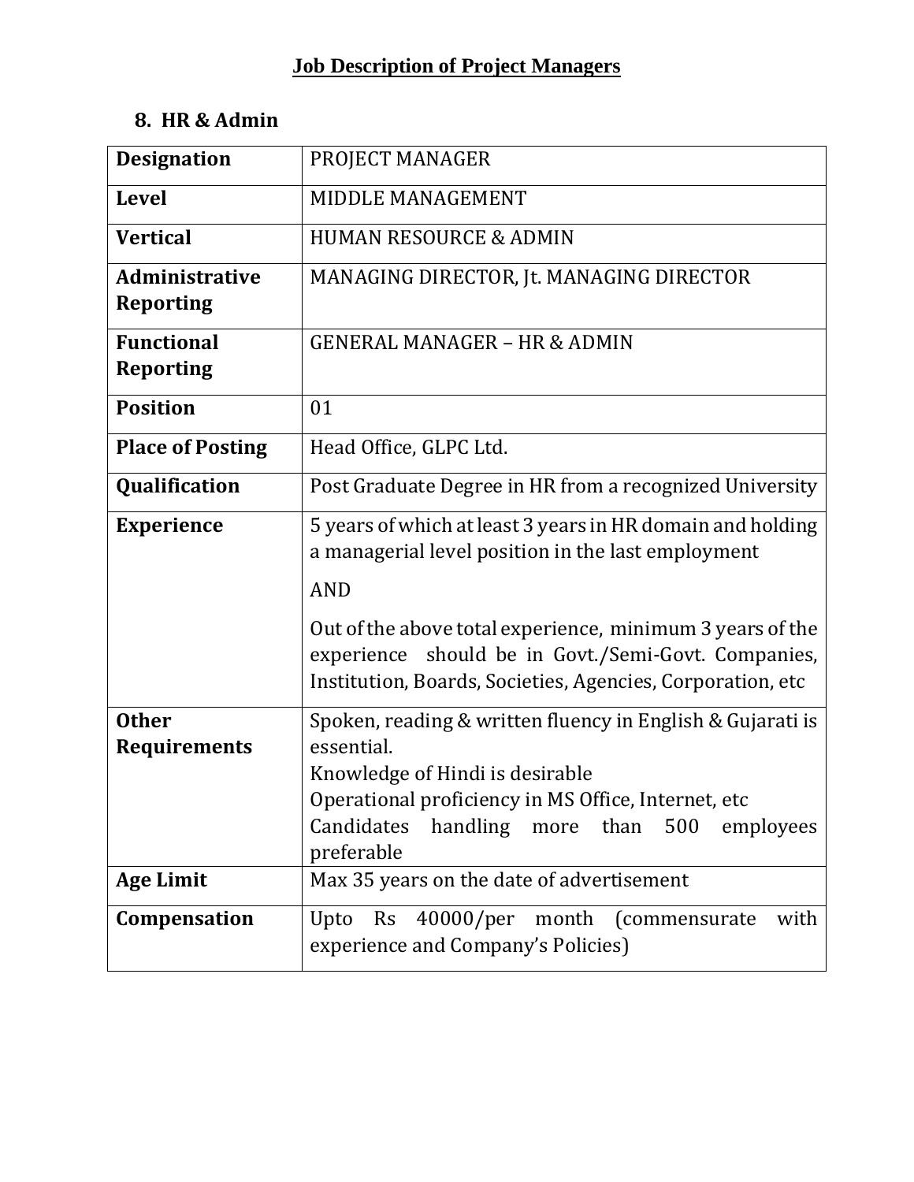# Job Description of Project Managers

## 8. HR & Admin

| | |
|---|---|
| **Designation** | PROJECT MANAGER |
| **Level** | MIDDLE MANAGEMENT |
| **Vertical** | HUMAN RESOURCE & ADMIN |
| **Administrative Reporting** | MANAGING DIRECTOR, Jt. MANAGING DIRECTOR |
| **Functional Reporting** | GENERAL MANAGER – HR & ADMIN |
| **Position** | 01 |
| **Place of Posting** | Head Office, GLPC Ltd. |
| **Qualification** | Post Graduate Degree in HR from a recognized University |
| **Experience** | 5 years of which at least 3 years in HR domain and holding a managerial level position in the last employment<br><br>AND<br><br>Out of the above total experience, minimum 3 years of the experience should be in Govt./Semi-Govt. Companies, Institution, Boards, Societies, Agencies, Corporation, etc |
| **Other Requirements** | Spoken, reading & written fluency in English & Gujarati is essential.<br>Knowledge of Hindi is desirable<br>Operational proficiency in MS Office, Internet, etc<br>Candidates handling more than 500 employees preferable |
| **Age Limit** | Max 35 years on the date of advertisement |
| **Compensation** | Upto Rs 40000/per month (commensurate with experience and Company's Policies) |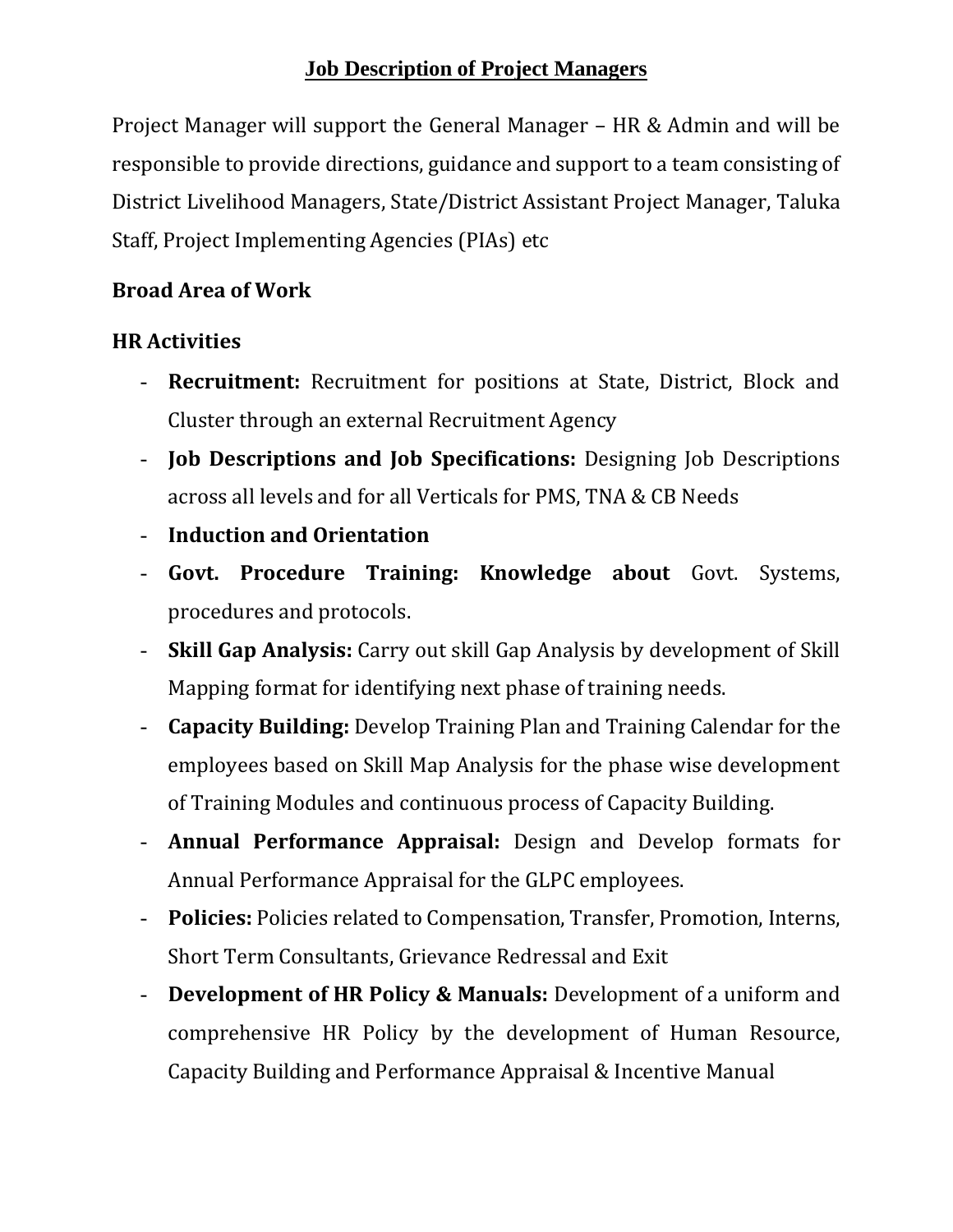## Job Description of Project Managers

Project Manager will support the General Manager – HR & Admin and will be responsible to provide directions, guidance and support to a team consisting of District Livelihood Managers, State/District Assistant Project Manager, Taluka Staff, Project Implementing Agencies (PIAs) etc

### Broad Area of Work

### HR Activities

- **Recruitment:** Recruitment for positions at State, District, Block and Cluster through an external Recruitment Agency
- **Job Descriptions and Job Specifications:** Designing Job Descriptions across all levels and for all Verticals for PMS, TNA & CB Needs
- **Induction and Orientation**
- **Govt. Procedure Training: Knowledge about** Govt. Systems, procedures and protocols.
- **Skill Gap Analysis:** Carry out skill Gap Analysis by development of Skill Mapping format for identifying next phase of training needs.
- **Capacity Building:** Develop Training Plan and Training Calendar for the employees based on Skill Map Analysis for the phase wise development of Training Modules and continuous process of Capacity Building.
- **Annual Performance Appraisal:** Design and Develop formats for Annual Performance Appraisal for the GLPC employees.
- **Policies:** Policies related to Compensation, Transfer, Promotion, Interns, Short Term Consultants, Grievance Redressal and Exit
- **Development of HR Policy & Manuals:** Development of a uniform and comprehensive HR Policy by the development of Human Resource, Capacity Building and Performance Appraisal & Incentive Manual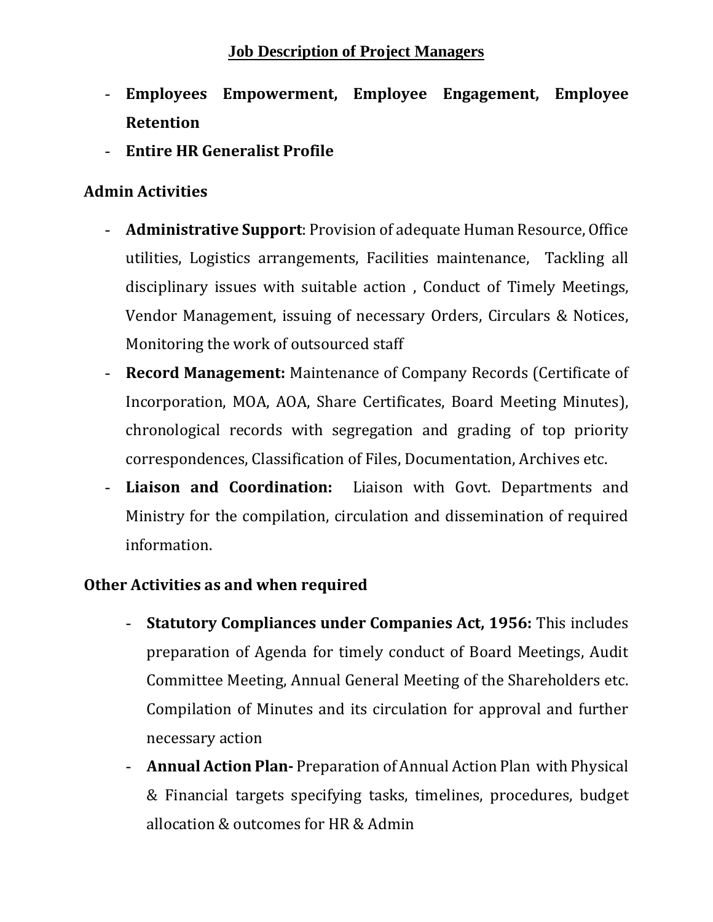## Job Description of Project Managers

- **Employees Empowerment, Employee Engagement, Employee Retention**
- **Entire HR Generalist Profile**

### Admin Activities

- **Administrative Support**: Provision of adequate Human Resource, Office utilities, Logistics arrangements, Facilities maintenance, Tackling all disciplinary issues with suitable action , Conduct of Timely Meetings, Vendor Management, issuing of necessary Orders, Circulars & Notices, Monitoring the work of outsourced staff
- **Record Management:** Maintenance of Company Records (Certificate of Incorporation, MOA, AOA, Share Certificates, Board Meeting Minutes), chronological records with segregation and grading of top priority correspondences, Classification of Files, Documentation, Archives etc.
- **Liaison and Coordination:** Liaison with Govt. Departments and Ministry for the compilation, circulation and dissemination of required information.

### Other Activities as and when required

- **Statutory Compliances under Companies Act, 1956:** This includes preparation of Agenda for timely conduct of Board Meetings, Audit Committee Meeting, Annual General Meeting of the Shareholders etc. Compilation of Minutes and its circulation for approval and further necessary action
- **Annual Action Plan-** Preparation of Annual Action Plan with Physical & Financial targets specifying tasks, timelines, procedures, budget allocation & outcomes for HR & Admin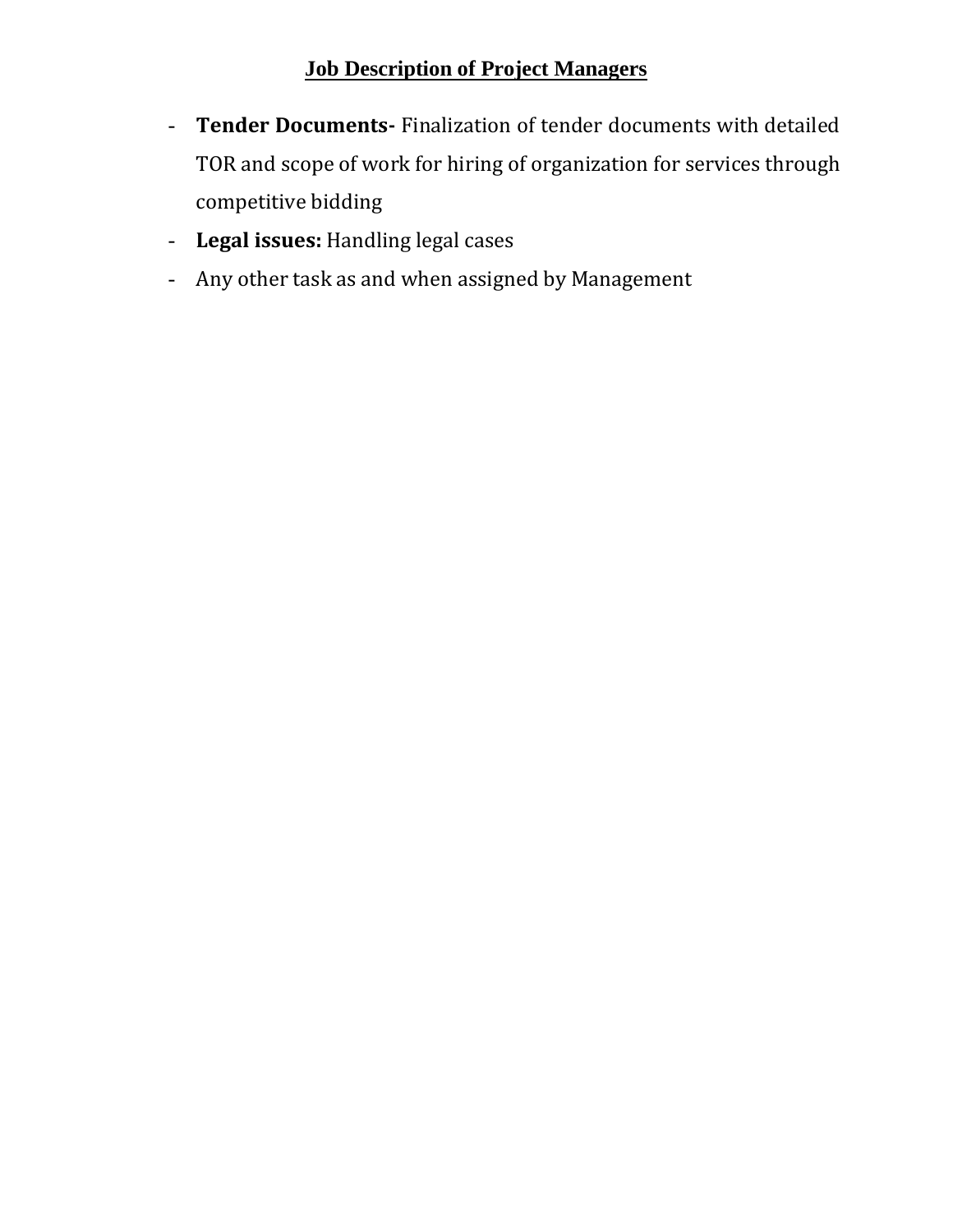## Job Description of Project Managers

- **Tender Documents-** Finalization of tender documents with detailed TOR and scope of work for hiring of organization for services through competitive bidding
- **Legal issues:** Handling legal cases
- Any other task as and when assigned by Management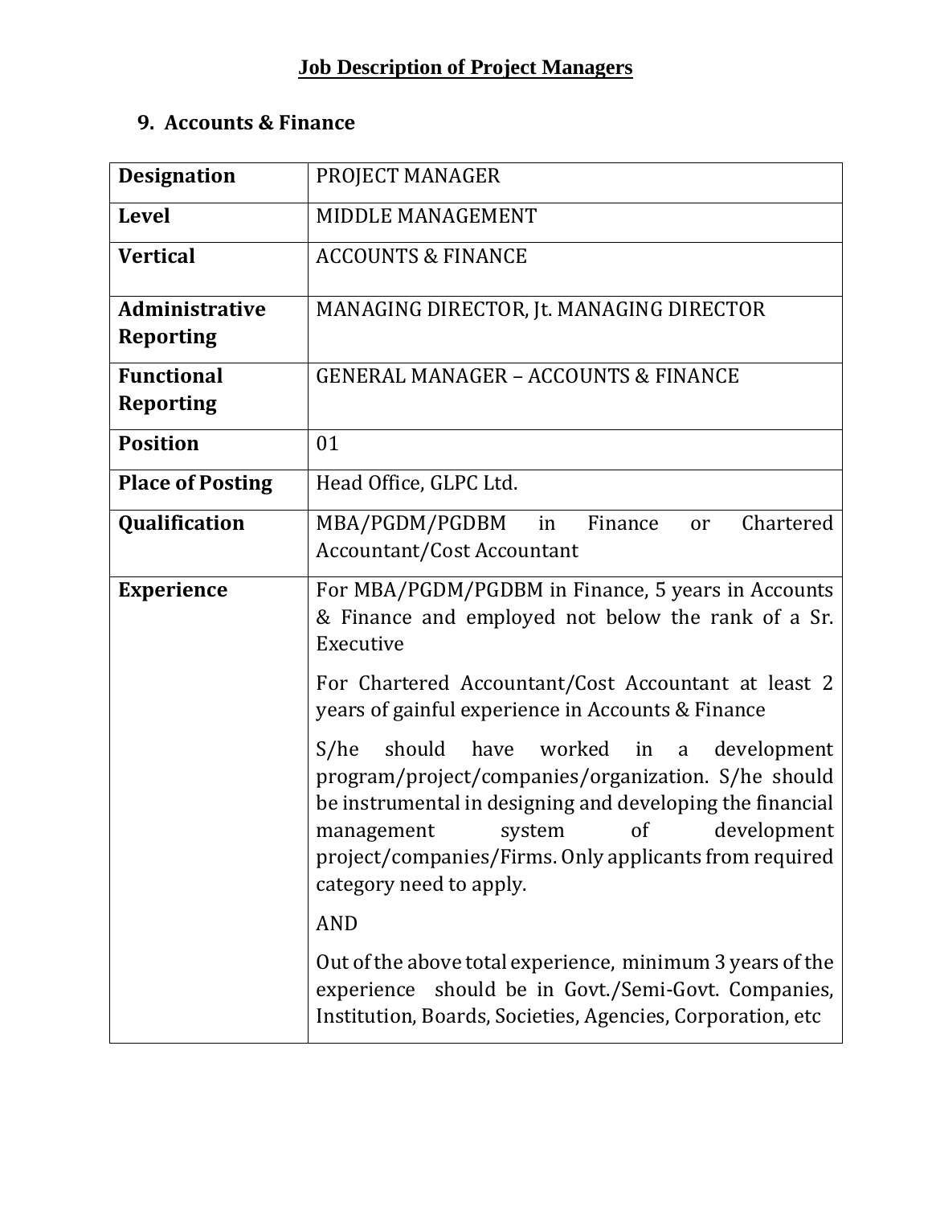# Job Description of Project Managers

## 9. Accounts & Finance

| **Designation** | PROJECT MANAGER |
|---|---|
| **Level** | MIDDLE MANAGEMENT |
| **Vertical** | ACCOUNTS & FINANCE |
| **Administrative Reporting** | MANAGING DIRECTOR, Jt. MANAGING DIRECTOR |
| **Functional Reporting** | GENERAL MANAGER – ACCOUNTS & FINANCE |
| **Position** | 01 |
| **Place of Posting** | Head Office, GLPC Ltd. |
| **Qualification** | MBA/PGDM/PGDBM in Finance or Chartered Accountant/Cost Accountant |
| **Experience** | For MBA/PGDM/PGDBM in Finance, 5 years in Accounts & Finance and employed not below the rank of a Sr. Executive<br><br>For Chartered Accountant/Cost Accountant at least 2 years of gainful experience in Accounts & Finance<br><br>S/he should have worked in a development program/project/companies/organization. S/he should be instrumental in designing and developing the financial management system of development project/companies/Firms. Only applicants from required category need to apply.<br><br>AND<br><br>Out of the above total experience, minimum 3 years of the experience should be in Govt./Semi-Govt. Companies, Institution, Boards, Societies, Agencies, Corporation, etc |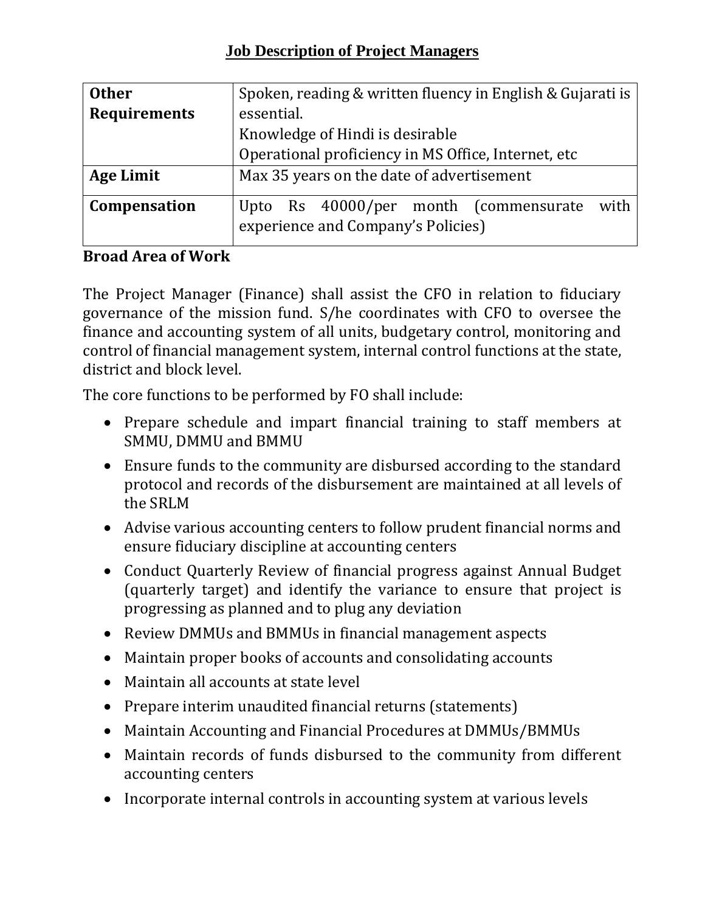# Job Description of Project Managers

| | |
|---|---|
| **Other Requirements** | Spoken, reading & written fluency in English & Gujarati is essential.<br>Knowledge of Hindi is desirable<br>Operational proficiency in MS Office, Internet, etc |
| **Age Limit** | Max 35 years on the date of advertisement |
| **Compensation** | Upto Rs 40000/per month (commensurate with experience and Company's Policies) |

**Broad Area of Work**

The Project Manager (Finance) shall assist the CFO in relation to fiduciary governance of the mission fund. S/he coordinates with CFO to oversee the finance and accounting system of all units, budgetary control, monitoring and control of financial management system, internal control functions at the state, district and block level.

The core functions to be performed by FO shall include:

- Prepare schedule and impart financial training to staff members at SMMU, DMMU and BMMU
- Ensure funds to the community are disbursed according to the standard protocol and records of the disbursement are maintained at all levels of the SRLM
- Advise various accounting centers to follow prudent financial norms and ensure fiduciary discipline at accounting centers
- Conduct Quarterly Review of financial progress against Annual Budget (quarterly target) and identify the variance to ensure that project is progressing as planned and to plug any deviation
- Review DMMUs and BMMUs in financial management aspects
- Maintain proper books of accounts and consolidating accounts
- Maintain all accounts at state level
- Prepare interim unaudited financial returns (statements)
- Maintain Accounting and Financial Procedures at DMMUs/BMMUs
- Maintain records of funds disbursed to the community from different accounting centers
- Incorporate internal controls in accounting system at various levels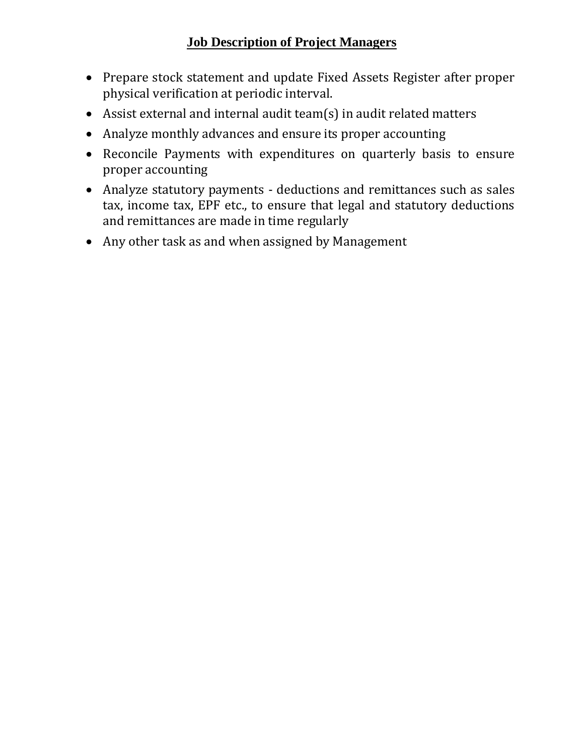## **Job Description of Project Managers**

- Prepare stock statement and update Fixed Assets Register after proper physical verification at periodic interval.
- Assist external and internal audit team(s) in audit related matters
- Analyze monthly advances and ensure its proper accounting
- Reconcile Payments with expenditures on quarterly basis to ensure proper accounting
- Analyze statutory payments - deductions and remittances such as sales tax, income tax, EPF etc., to ensure that legal and statutory deductions and remittances are made in time regularly
- Any other task as and when assigned by Management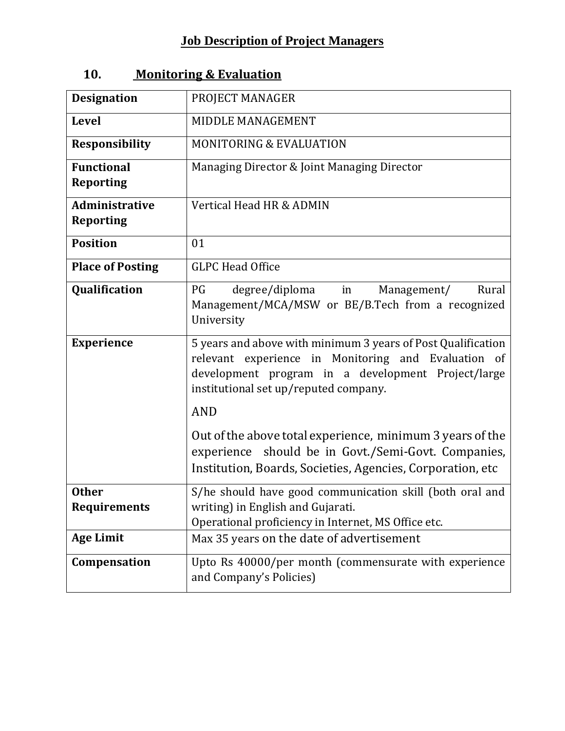# Job Description of Project Managers

## 10. Monitoring & Evaluation

| | |
|---|---|
| **Designation** | PROJECT MANAGER |
| **Level** | MIDDLE MANAGEMENT |
| **Responsibility** | MONITORING & EVALUATION |
| **Functional Reporting** | Managing Director & Joint Managing Director |
| **Administrative Reporting** | Vertical Head HR & ADMIN |
| **Position** | 01 |
| **Place of Posting** | GLPC Head Office |
| **Qualification** | PG degree/diploma in Management/ Rural Management/MCA/MSW or BE/B.Tech from a recognized University |
| **Experience** | 5 years and above with minimum 3 years of Post Qualification relevant experience in Monitoring and Evaluation of development program in a development Project/large institutional set up/reputed company.<br><br>AND<br><br>Out of the above total experience, minimum 3 years of the experience should be in Govt./Semi-Govt. Companies, Institution, Boards, Societies, Agencies, Corporation, etc |
| **Other Requirements** | S/he should have good communication skill (both oral and writing) in English and Gujarati.<br>Operational proficiency in Internet, MS Office etc. |
| **Age Limit** | Max 35 years on the date of advertisement |
| **Compensation** | Upto Rs 40000/per month (commensurate with experience and Company's Policies) |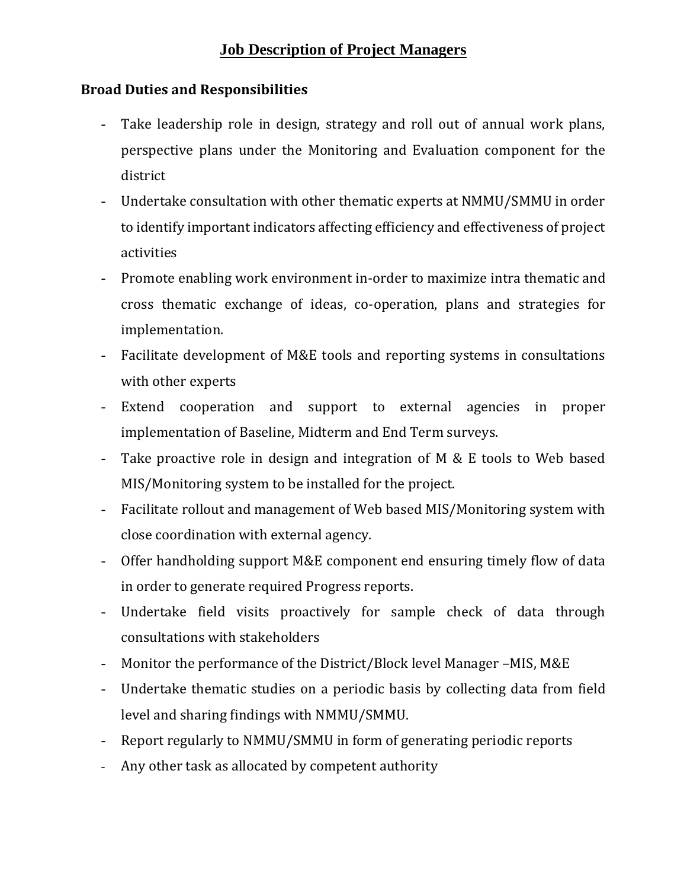# Job Description of Project Managers

**Broad Duties and Responsibilities**

- Take leadership role in design, strategy and roll out of annual work plans, perspective plans under the Monitoring and Evaluation component for the district
- Undertake consultation with other thematic experts at NMMU/SMMU in order to identify important indicators affecting efficiency and effectiveness of project activities
- Promote enabling work environment in-order to maximize intra thematic and cross thematic exchange of ideas, co-operation, plans and strategies for implementation.
- Facilitate development of M&E tools and reporting systems in consultations with other experts
- Extend cooperation and support to external agencies in proper implementation of Baseline, Midterm and End Term surveys.
- Take proactive role in design and integration of M & E tools to Web based MIS/Monitoring system to be installed for the project.
- Facilitate rollout and management of Web based MIS/Monitoring system with close coordination with external agency.
- Offer handholding support M&E component end ensuring timely flow of data in order to generate required Progress reports.
- Undertake field visits proactively for sample check of data through consultations with stakeholders
- Monitor the performance of the District/Block level Manager –MIS, M&E
- Undertake thematic studies on a periodic basis by collecting data from field level and sharing findings with NMMU/SMMU.
- Report regularly to NMMU/SMMU in form of generating periodic reports
- Any other task as allocated by competent authority